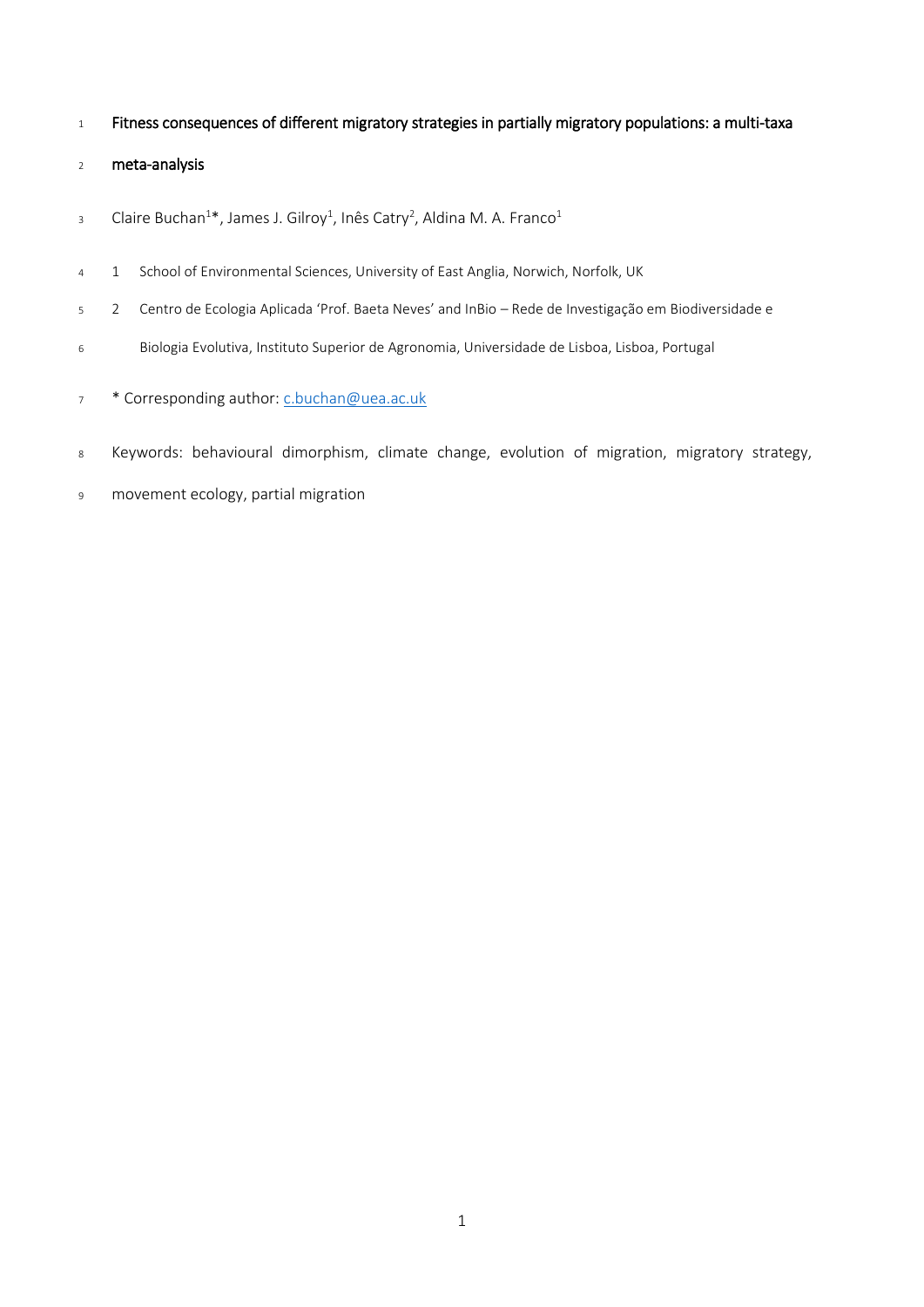# Fitness consequences of different migratory strategies in partially migratory populations: a multi-taxa meta-analysis

Claire Buchan[1]*, James J. Gilroy[1], Inês Catry[2], Aldina M. A. Franco[1]

1 School of Environmental Sciences, University of East Anglia, Norwich, Norfolk, UK

2 Centro de Ecologia Aplicada 'Prof. Baeta Neves' and InBio – Rede de Investigação em Biodiversidade e Biologia Evolutiva, Instituto Superior de Agronomia, Universidade de Lisboa, Lisboa, Portugal

* Corresponding author: c.buchan@uea.ac.uk

Keywords: behavioural dimorphism, climate change, evolution of migration, migratory strategy, movement ecology, partial migration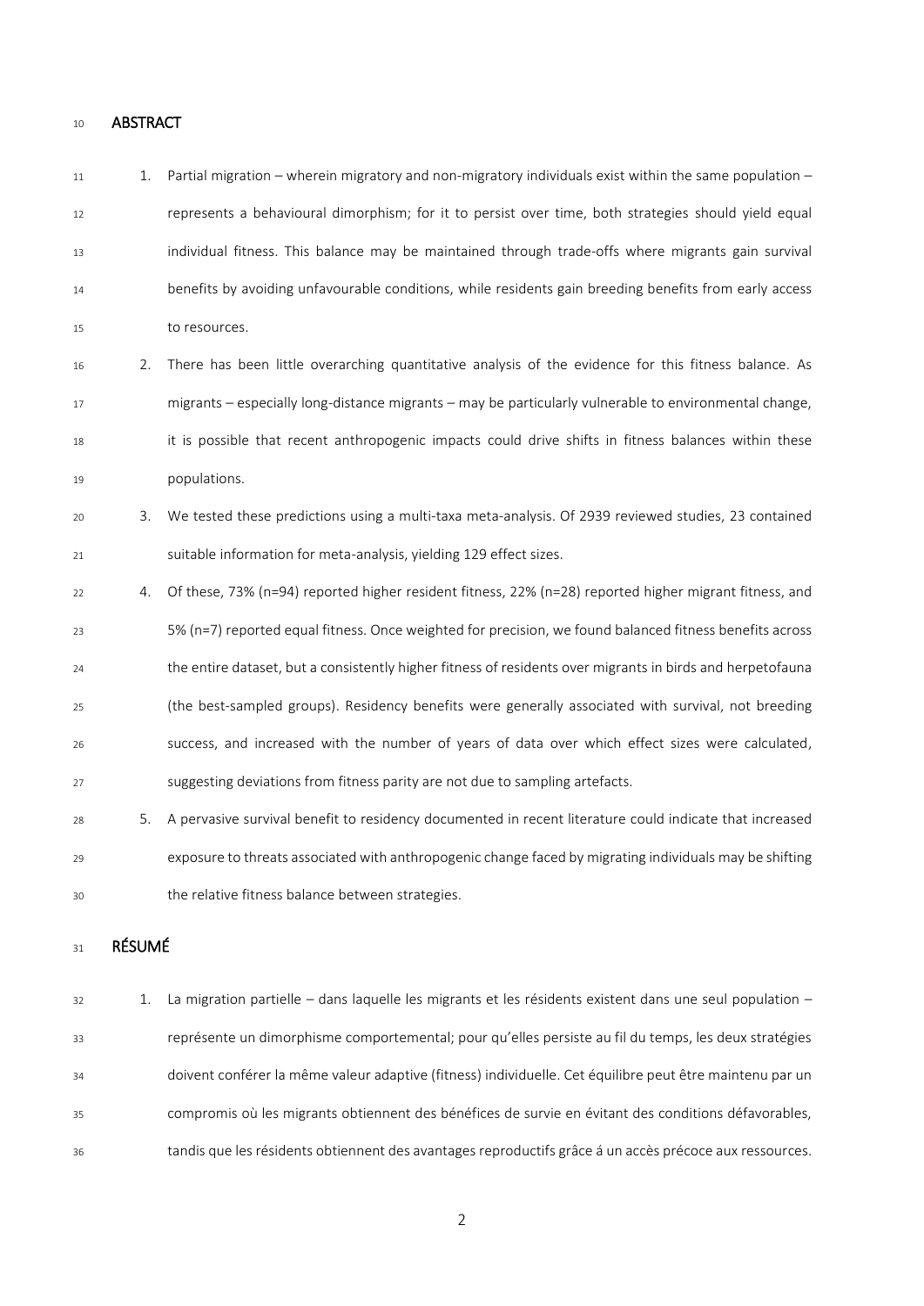## ABSTRACT

1. Partial migration – wherein migratory and non-migratory individuals exist within the same population – represents a behavioural dimorphism; for it to persist over time, both strategies should yield equal individual fitness. This balance may be maintained through trade-offs where migrants gain survival benefits by avoiding unfavourable conditions, while residents gain breeding benefits from early access to resources.
2. There has been little overarching quantitative analysis of the evidence for this fitness balance. As migrants – especially long-distance migrants – may be particularly vulnerable to environmental change, it is possible that recent anthropogenic impacts could drive shifts in fitness balances within these populations.
3. We tested these predictions using a multi-taxa meta-analysis. Of 2939 reviewed studies, 23 contained suitable information for meta-analysis, yielding 129 effect sizes.
4. Of these, 73% (n=94) reported higher resident fitness, 22% (n=28) reported higher migrant fitness, and 5% (n=7) reported equal fitness. Once weighted for precision, we found balanced fitness benefits across the entire dataset, but a consistently higher fitness of residents over migrants in birds and herpetofauna (the best-sampled groups). Residency benefits were generally associated with survival, not breeding success, and increased with the number of years of data over which effect sizes were calculated, suggesting deviations from fitness parity are not due to sampling artefacts.
5. A pervasive survival benefit to residency documented in recent literature could indicate that increased exposure to threats associated with anthropogenic change faced by migrating individuals may be shifting the relative fitness balance between strategies.

## RÉSUMÉ

1. La migration partielle – dans laquelle les migrants et les résidents existent dans une seul population – représente un dimorphisme comportemental; pour qu'elles persiste au fil du temps, les deux stratégies doivent conférer la même valeur adaptive (fitness) individuelle. Cet équilibre peut être maintenu par un compromis où les migrants obtiennent des bénéfices de survie en évitant des conditions défavorables, tandis que les résidents obtiennent des avantages reproductifs grâce á un accès précoce aux ressources.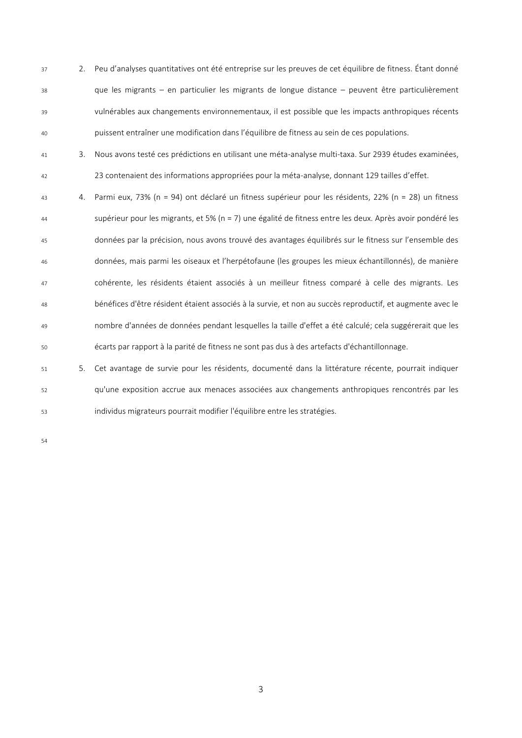2. Peu d'analyses quantitatives ont été entreprise sur les preuves de cet équilibre de fitness. Étant donné que les migrants – en particulier les migrants de longue distance – peuvent être particulièrement vulnérables aux changements environnementaux, il est possible que les impacts anthropiques récents puissent entraîner une modification dans l'équilibre de fitness au sein de ces populations.
3. Nous avons testé ces prédictions en utilisant une méta-analyse multi-taxa. Sur 2939 études examinées, 23 contenaient des informations appropriées pour la méta-analyse, donnant 129 tailles d'effet.
4. Parmi eux, 73% (n = 94) ont déclaré un fitness supérieur pour les résidents, 22% (n = 28) un fitness supérieur pour les migrants, et 5% (n = 7) une égalité de fitness entre les deux. Après avoir pondéré les données par la précision, nous avons trouvé des avantages équilibrés sur le fitness sur l'ensemble des données, mais parmi les oiseaux et l'herpétofaune (les groupes les mieux échantillonnés), de manière cohérente, les résidents étaient associés à un meilleur fitness comparé à celle des migrants. Les bénéfices d'être résident étaient associés à la survie, et non au succès reproductif, et augmente avec le nombre d'années de données pendant lesquelles la taille d'effet a été calculé; cela suggérerait que les écarts par rapport à la parité de fitness ne sont pas dus à des artefacts d'échantillonnage.
5. Cet avantage de survie pour les résidents, documenté dans la littérature récente, pourrait indiquer qu'une exposition accrue aux menaces associées aux changements anthropiques rencontrés par les individus migrateurs pourrait modifier l'équilibre entre les stratégies.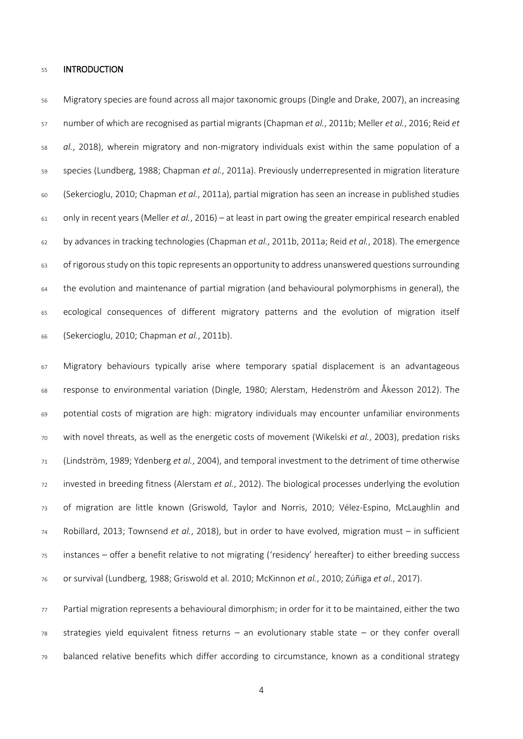## INTRODUCTION

Migratory species are found across all major taxonomic groups (Dingle and Drake, 2007), an increasing number of which are recognised as partial migrants (Chapman *et al.*, 2011b; Meller *et al.*, 2016; Reid *et al.*, 2018), wherein migratory and non-migratory individuals exist within the same population of a species (Lundberg, 1988; Chapman *et al.*, 2011a). Previously underrepresented in migration literature (Sekercioglu, 2010; Chapman *et al.*, 2011a), partial migration has seen an increase in published studies only in recent years (Meller *et al.*, 2016) – at least in part owing the greater empirical research enabled by advances in tracking technologies (Chapman *et al.*, 2011b, 2011a; Reid *et al.*, 2018). The emergence of rigorous study on this topic represents an opportunity to address unanswered questions surrounding the evolution and maintenance of partial migration (and behavioural polymorphisms in general), the ecological consequences of different migratory patterns and the evolution of migration itself (Sekercioglu, 2010; Chapman *et al.*, 2011b).

Migratory behaviours typically arise where temporary spatial displacement is an advantageous response to environmental variation (Dingle, 1980; Alerstam, Hedenström and Åkesson 2012). The potential costs of migration are high: migratory individuals may encounter unfamiliar environments with novel threats, as well as the energetic costs of movement (Wikelski *et al.*, 2003), predation risks (Lindström, 1989; Ydenberg *et al.*, 2004), and temporal investment to the detriment of time otherwise invested in breeding fitness (Alerstam *et al.*, 2012). The biological processes underlying the evolution of migration are little known (Griswold, Taylor and Norris, 2010; Vélez-Espino, McLaughlin and Robillard, 2013; Townsend *et al.*, 2018), but in order to have evolved, migration must – in sufficient instances – offer a benefit relative to not migrating ('residency' hereafter) to either breeding success or survival (Lundberg, 1988; Griswold et al. 2010; McKinnon *et al.*, 2010; Zúñiga *et al.*, 2017).

Partial migration represents a behavioural dimorphism; in order for it to be maintained, either the two strategies yield equivalent fitness returns – an evolutionary stable state – or they confer overall balanced relative benefits which differ according to circumstance, known as a conditional strategy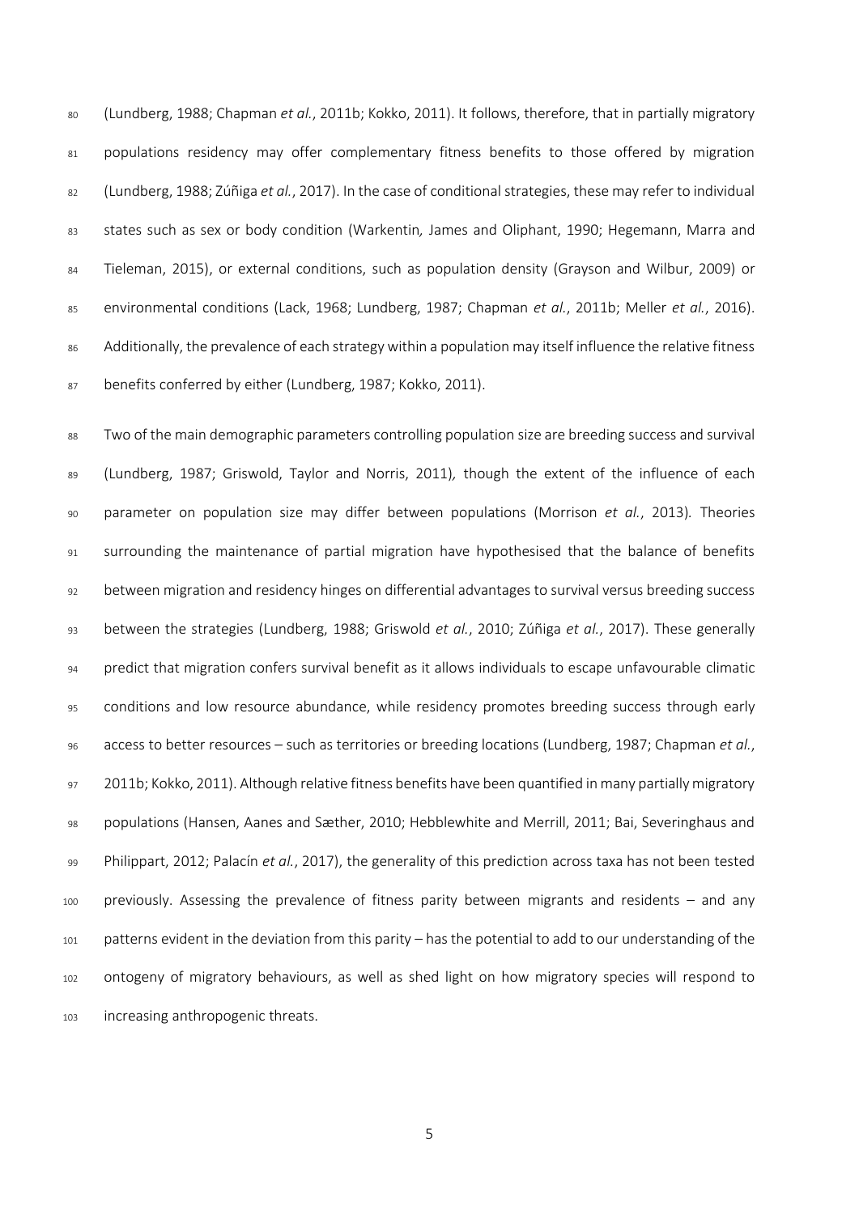(Lundberg, 1988; Chapman *et al.*, 2011b; Kokko, 2011). It follows, therefore, that in partially migratory populations residency may offer complementary fitness benefits to those offered by migration (Lundberg, 1988; Zúñiga *et al.*, 2017). In the case of conditional strategies, these may refer to individual states such as sex or body condition (Warkentin, James and Oliphant, 1990; Hegemann, Marra and Tieleman, 2015), or external conditions, such as population density (Grayson and Wilbur, 2009) or environmental conditions (Lack, 1968; Lundberg, 1987; Chapman *et al.*, 2011b; Meller *et al.*, 2016). Additionally, the prevalence of each strategy within a population may itself influence the relative fitness benefits conferred by either (Lundberg, 1987; Kokko, 2011).

Two of the main demographic parameters controlling population size are breeding success and survival (Lundberg, 1987; Griswold, Taylor and Norris, 2011), though the extent of the influence of each parameter on population size may differ between populations (Morrison *et al.*, 2013). Theories surrounding the maintenance of partial migration have hypothesised that the balance of benefits between migration and residency hinges on differential advantages to survival versus breeding success between the strategies (Lundberg, 1988; Griswold *et al.*, 2010; Zúñiga *et al.*, 2017). These generally predict that migration confers survival benefit as it allows individuals to escape unfavourable climatic conditions and low resource abundance, while residency promotes breeding success through early access to better resources – such as territories or breeding locations (Lundberg, 1987; Chapman *et al.*, 2011b; Kokko, 2011). Although relative fitness benefits have been quantified in many partially migratory populations (Hansen, Aanes and Sæther, 2010; Hebblewhite and Merrill, 2011; Bai, Severinghaus and Philippart, 2012; Palacín *et al.*, 2017), the generality of this prediction across taxa has not been tested previously. Assessing the prevalence of fitness parity between migrants and residents – and any patterns evident in the deviation from this parity – has the potential to add to our understanding of the ontogeny of migratory behaviours, as well as shed light on how migratory species will respond to increasing anthropogenic threats.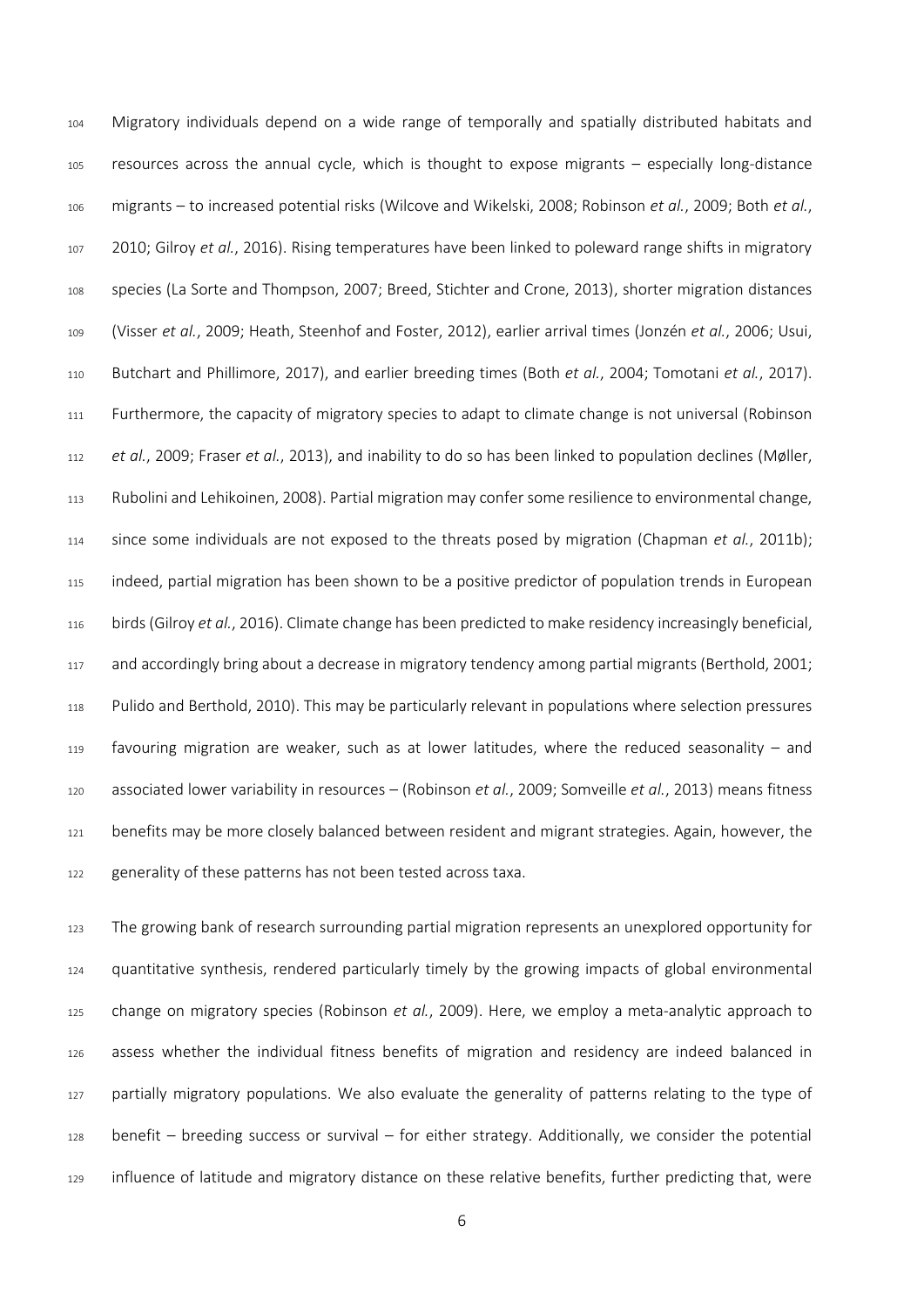Migratory individuals depend on a wide range of temporally and spatially distributed habitats and resources across the annual cycle, which is thought to expose migrants – especially long-distance migrants – to increased potential risks (Wilcove and Wikelski, 2008; Robinson *et al.*, 2009; Both *et al.*, 2010; Gilroy *et al.*, 2016). Rising temperatures have been linked to poleward range shifts in migratory species (La Sorte and Thompson, 2007; Breed, Stichter and Crone, 2013), shorter migration distances (Visser *et al.*, 2009; Heath, Steenhof and Foster, 2012), earlier arrival times (Jonzén *et al.*, 2006; Usui, Butchart and Phillimore, 2017), and earlier breeding times (Both *et al.*, 2004; Tomotani *et al.*, 2017). Furthermore, the capacity of migratory species to adapt to climate change is not universal (Robinson *et al.*, 2009; Fraser *et al.*, 2013), and inability to do so has been linked to population declines (Møller, Rubolini and Lehikoinen, 2008). Partial migration may confer some resilience to environmental change, since some individuals are not exposed to the threats posed by migration (Chapman *et al.*, 2011b); indeed, partial migration has been shown to be a positive predictor of population trends in European birds (Gilroy *et al.*, 2016). Climate change has been predicted to make residency increasingly beneficial, and accordingly bring about a decrease in migratory tendency among partial migrants (Berthold, 2001; Pulido and Berthold, 2010). This may be particularly relevant in populations where selection pressures favouring migration are weaker, such as at lower latitudes, where the reduced seasonality – and associated lower variability in resources – (Robinson *et al.*, 2009; Somveille *et al.*, 2013) means fitness benefits may be more closely balanced between resident and migrant strategies. Again, however, the generality of these patterns has not been tested across taxa.

The growing bank of research surrounding partial migration represents an unexplored opportunity for quantitative synthesis, rendered particularly timely by the growing impacts of global environmental change on migratory species (Robinson *et al.*, 2009). Here, we employ a meta-analytic approach to assess whether the individual fitness benefits of migration and residency are indeed balanced in partially migratory populations. We also evaluate the generality of patterns relating to the type of benefit – breeding success or survival – for either strategy. Additionally, we consider the potential influence of latitude and migratory distance on these relative benefits, further predicting that, were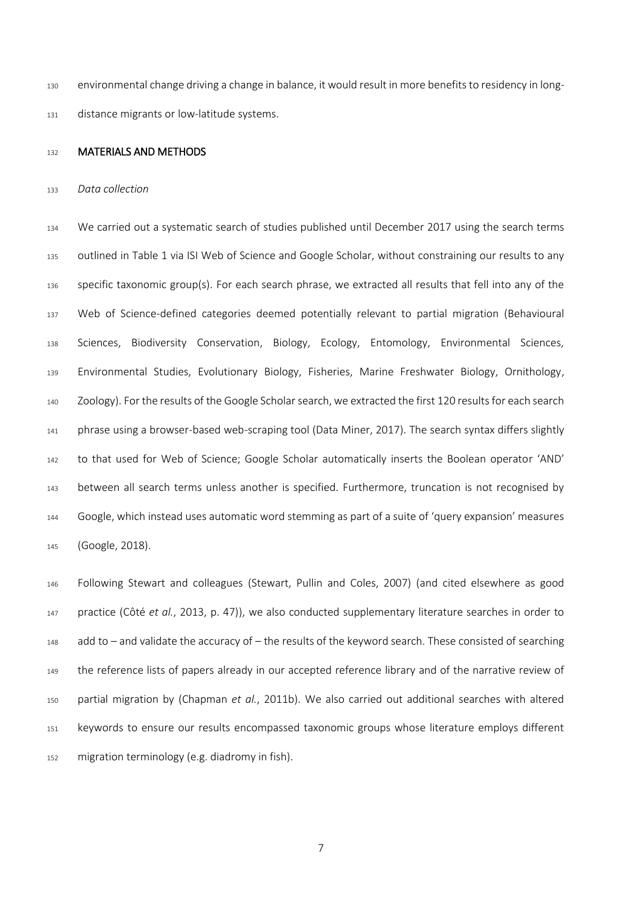environmental change driving a change in balance, it would result in more benefits to residency in long-distance migrants or low-latitude systems.

## MATERIALS AND METHODS

### *Data collection*

We carried out a systematic search of studies published until December 2017 using the search terms outlined in Table 1 via ISI Web of Science and Google Scholar, without constraining our results to any specific taxonomic group(s). For each search phrase, we extracted all results that fell into any of the Web of Science-defined categories deemed potentially relevant to partial migration (Behavioural Sciences, Biodiversity Conservation, Biology, Ecology, Entomology, Environmental Sciences, Environmental Studies, Evolutionary Biology, Fisheries, Marine Freshwater Biology, Ornithology, Zoology). For the results of the Google Scholar search, we extracted the first 120 results for each search phrase using a browser-based web-scraping tool (Data Miner, 2017). The search syntax differs slightly to that used for Web of Science; Google Scholar automatically inserts the Boolean operator 'AND' between all search terms unless another is specified. Furthermore, truncation is not recognised by Google, which instead uses automatic word stemming as part of a suite of 'query expansion' measures (Google, 2018).

Following Stewart and colleagues (Stewart, Pullin and Coles, 2007) (and cited elsewhere as good practice (Côté *et al.*, 2013, p. 47)), we also conducted supplementary literature searches in order to add to – and validate the accuracy of – the results of the keyword search. These consisted of searching the reference lists of papers already in our accepted reference library and of the narrative review of partial migration by (Chapman *et al.*, 2011b). We also carried out additional searches with altered keywords to ensure our results encompassed taxonomic groups whose literature employs different migration terminology (e.g. diadromy in fish).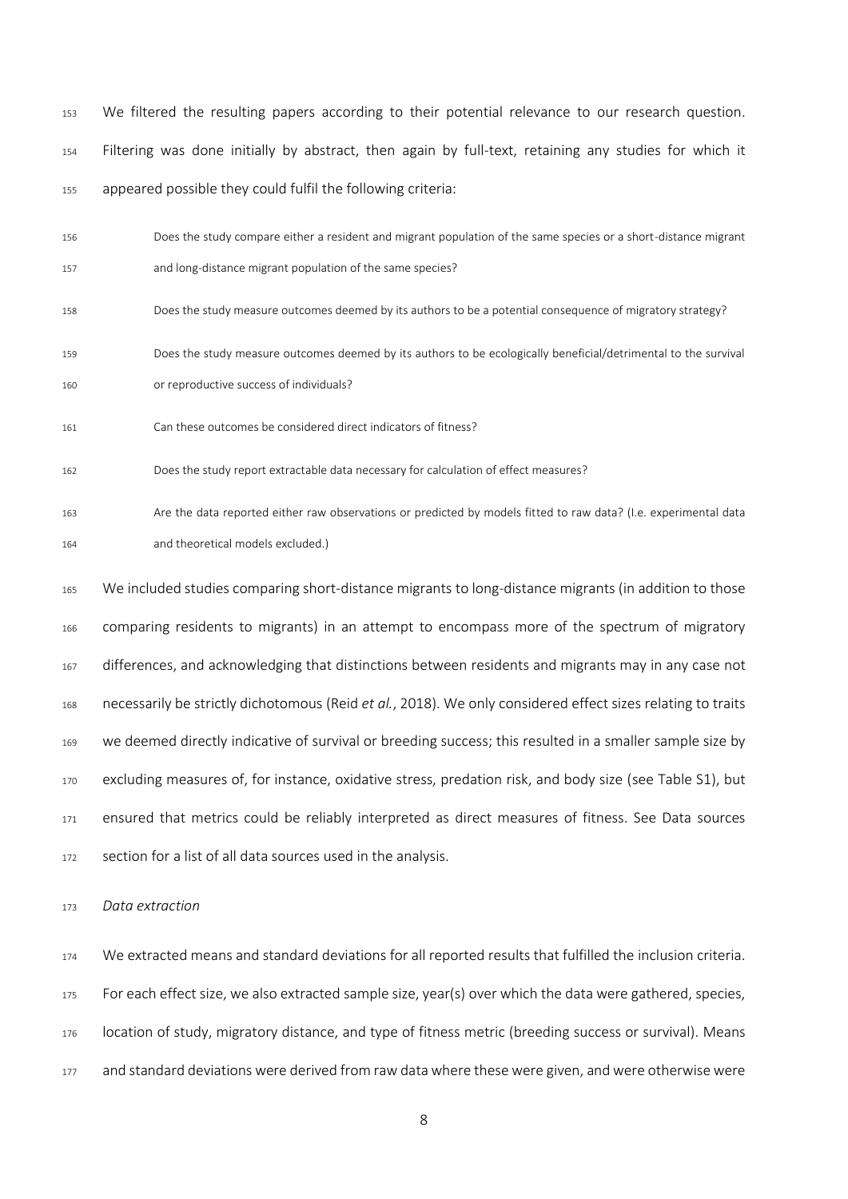We filtered the resulting papers according to their potential relevance to our research question. Filtering was done initially by abstract, then again by full-text, retaining any studies for which it appeared possible they could fulfil the following criteria:

> Does the study compare either a resident and migrant population of the same species or a short-distance migrant and long-distance migrant population of the same species?
>
> Does the study measure outcomes deemed by its authors to be a potential consequence of migratory strategy?
>
> Does the study measure outcomes deemed by its authors to be ecologically beneficial/detrimental to the survival or reproductive success of individuals?
>
> Can these outcomes be considered direct indicators of fitness?
>
> Does the study report extractable data necessary for calculation of effect measures?
>
> Are the data reported either raw observations or predicted by models fitted to raw data? (I.e. experimental data and theoretical models excluded.)

We included studies comparing short-distance migrants to long-distance migrants (in addition to those comparing residents to migrants) in an attempt to encompass more of the spectrum of migratory differences, and acknowledging that distinctions between residents and migrants may in any case not necessarily be strictly dichotomous (Reid *et al.*, 2018). We only considered effect sizes relating to traits we deemed directly indicative of survival or breeding success; this resulted in a smaller sample size by excluding measures of, for instance, oxidative stress, predation risk, and body size (see Table S1), but ensured that metrics could be reliably interpreted as direct measures of fitness. See Data sources section for a list of all data sources used in the analysis.

*Data extraction*

We extracted means and standard deviations for all reported results that fulfilled the inclusion criteria. For each effect size, we also extracted sample size, year(s) over which the data were gathered, species, location of study, migratory distance, and type of fitness metric (breeding success or survival). Means and standard deviations were derived from raw data where these were given, and were otherwise were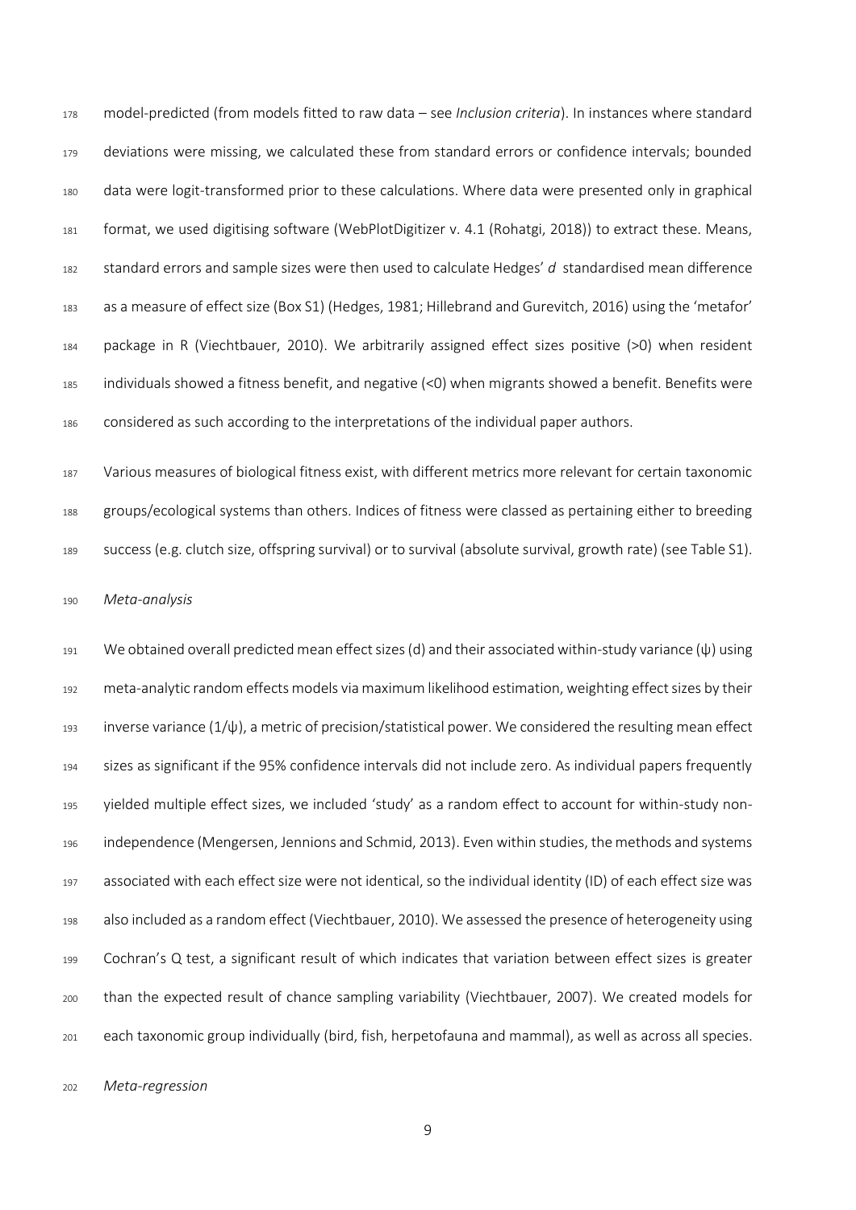model-predicted (from models fitted to raw data – see *Inclusion criteria*). In instances where standard deviations were missing, we calculated these from standard errors or confidence intervals; bounded data were logit-transformed prior to these calculations. Where data were presented only in graphical format, we used digitising software (WebPlotDigitizer v. 4.1 (Rohatgi, 2018)) to extract these. Means, standard errors and sample sizes were then used to calculate Hedges' *d* standardised mean difference as a measure of effect size (Box S1) (Hedges, 1981; Hillebrand and Gurevitch, 2016) using the 'metafor' package in R (Viechtbauer, 2010). We arbitrarily assigned effect sizes positive (>0) when resident individuals showed a fitness benefit, and negative (<0) when migrants showed a benefit. Benefits were considered as such according to the interpretations of the individual paper authors.

Various measures of biological fitness exist, with different metrics more relevant for certain taxonomic groups/ecological systems than others. Indices of fitness were classed as pertaining either to breeding success (e.g. clutch size, offspring survival) or to survival (absolute survival, growth rate) (see Table S1).

*Meta-analysis*

We obtained overall predicted mean effect sizes (d) and their associated within-study variance ($\psi$) using meta-analytic random effects models via maximum likelihood estimation, weighting effect sizes by their inverse variance ($1/\psi$), a metric of precision/statistical power. We considered the resulting mean effect sizes as significant if the 95% confidence intervals did not include zero. As individual papers frequently yielded multiple effect sizes, we included 'study' as a random effect to account for within-study non-independence (Mengersen, Jennions and Schmid, 2013). Even within studies, the methods and systems associated with each effect size were not identical, so the individual identity (ID) of each effect size was also included as a random effect (Viechtbauer, 2010). We assessed the presence of heterogeneity using Cochran's Q test, a significant result of which indicates that variation between effect sizes is greater than the expected result of chance sampling variability (Viechtbauer, 2007). We created models for each taxonomic group individually (bird, fish, herpetofauna and mammal), as well as across all species.

*Meta-regression*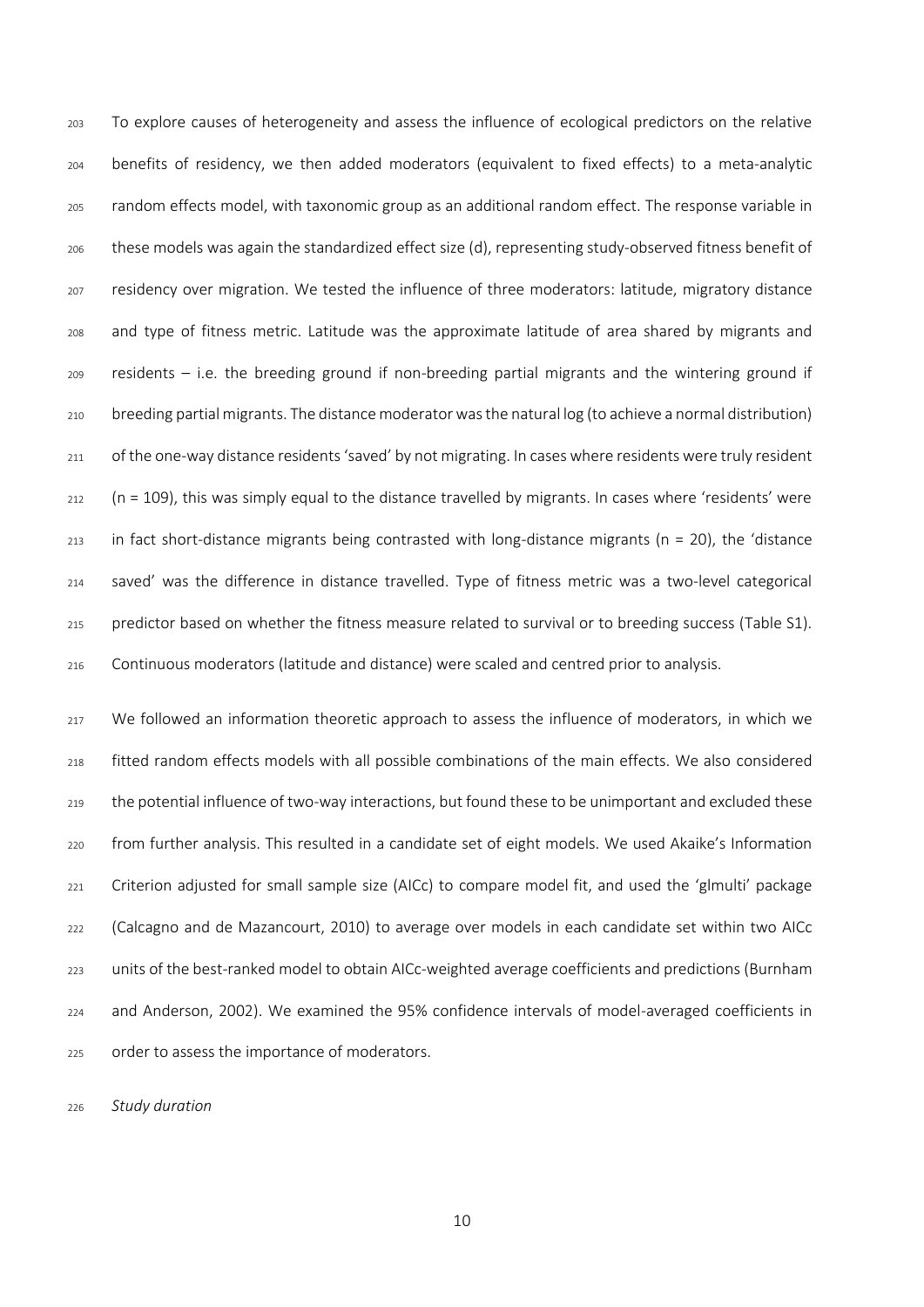To explore causes of heterogeneity and assess the influence of ecological predictors on the relative benefits of residency, we then added moderators (equivalent to fixed effects) to a meta-analytic random effects model, with taxonomic group as an additional random effect. The response variable in these models was again the standardized effect size (d), representing study-observed fitness benefit of residency over migration. We tested the influence of three moderators: latitude, migratory distance and type of fitness metric. Latitude was the approximate latitude of area shared by migrants and residents – i.e. the breeding ground if non-breeding partial migrants and the wintering ground if breeding partial migrants. The distance moderator was the natural log (to achieve a normal distribution) of the one-way distance residents 'saved' by not migrating. In cases where residents were truly resident ($n = 109$), this was simply equal to the distance travelled by migrants. In cases where 'residents' were in fact short-distance migrants being contrasted with long-distance migrants ($n = 20$), the 'distance saved' was the difference in distance travelled. Type of fitness metric was a two-level categorical predictor based on whether the fitness measure related to survival or to breeding success (Table S1). Continuous moderators (latitude and distance) were scaled and centred prior to analysis.

We followed an information theoretic approach to assess the influence of moderators, in which we fitted random effects models with all possible combinations of the main effects. We also considered the potential influence of two-way interactions, but found these to be unimportant and excluded these from further analysis. This resulted in a candidate set of eight models. We used Akaike's Information Criterion adjusted for small sample size (AICc) to compare model fit, and used the 'glmulti' package (Calcagno and de Mazancourt, 2010) to average over models in each candidate set within two AICc units of the best-ranked model to obtain AICc-weighted average coefficients and predictions (Burnham and Anderson, 2002). We examined the 95% confidence intervals of model-averaged coefficients in order to assess the importance of moderators.

*Study duration*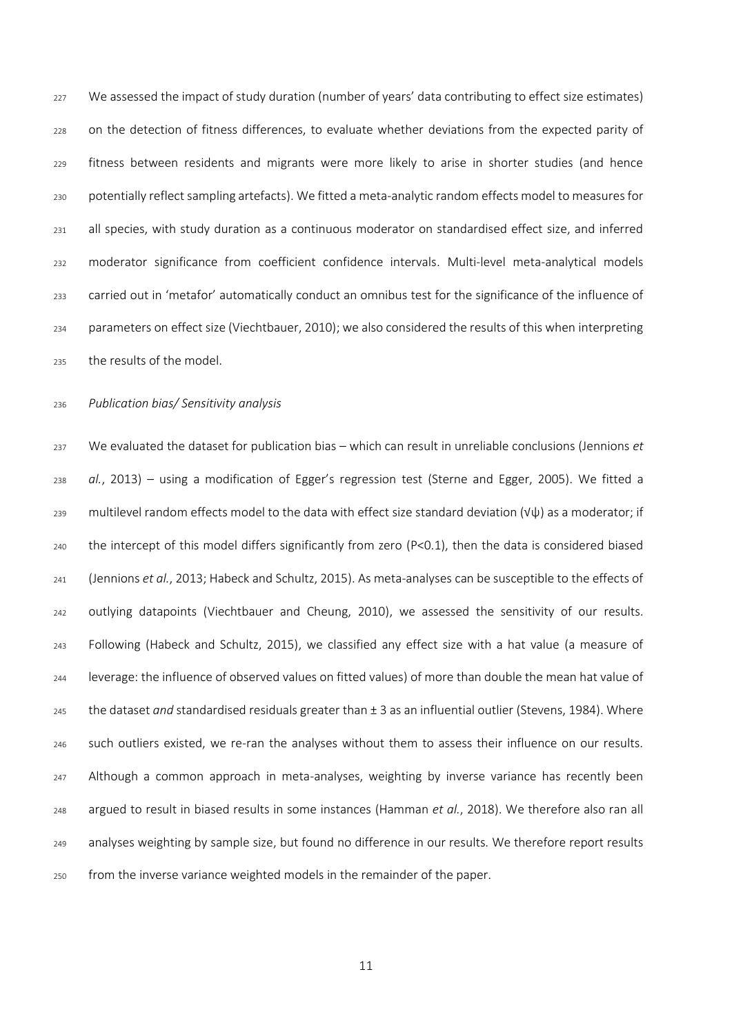We assessed the impact of study duration (number of years' data contributing to effect size estimates) on the detection of fitness differences, to evaluate whether deviations from the expected parity of fitness between residents and migrants were more likely to arise in shorter studies (and hence potentially reflect sampling artefacts). We fitted a meta-analytic random effects model to measures for all species, with study duration as a continuous moderator on standardised effect size, and inferred moderator significance from coefficient confidence intervals. Multi-level meta-analytical models carried out in 'metafor' automatically conduct an omnibus test for the significance of the influence of parameters on effect size (Viechtbauer, 2010); we also considered the results of this when interpreting the results of the model.

*Publication bias/ Sensitivity analysis*

We evaluated the dataset for publication bias – which can result in unreliable conclusions (Jennions *et al.*, 2013) – using a modification of Egger's regression test (Sterne and Egger, 2005). We fitted a multilevel random effects model to the data with effect size standard deviation ($\sqrt{\psi}$) as a moderator; if the intercept of this model differs significantly from zero ($P<0.1$), then the data is considered biased (Jennions *et al.*, 2013; Habeck and Schultz, 2015). As meta-analyses can be susceptible to the effects of outlying datapoints (Viechtbauer and Cheung, 2010), we assessed the sensitivity of our results. Following (Habeck and Schultz, 2015), we classified any effect size with a hat value (a measure of leverage: the influence of observed values on fitted values) of more than double the mean hat value of the dataset *and* standardised residuals greater than $\pm$ 3 as an influential outlier (Stevens, 1984). Where such outliers existed, we re-ran the analyses without them to assess their influence on our results. Although a common approach in meta-analyses, weighting by inverse variance has recently been argued to result in biased results in some instances (Hamman *et al.*, 2018). We therefore also ran all analyses weighting by sample size, but found no difference in our results. We therefore report results from the inverse variance weighted models in the remainder of the paper.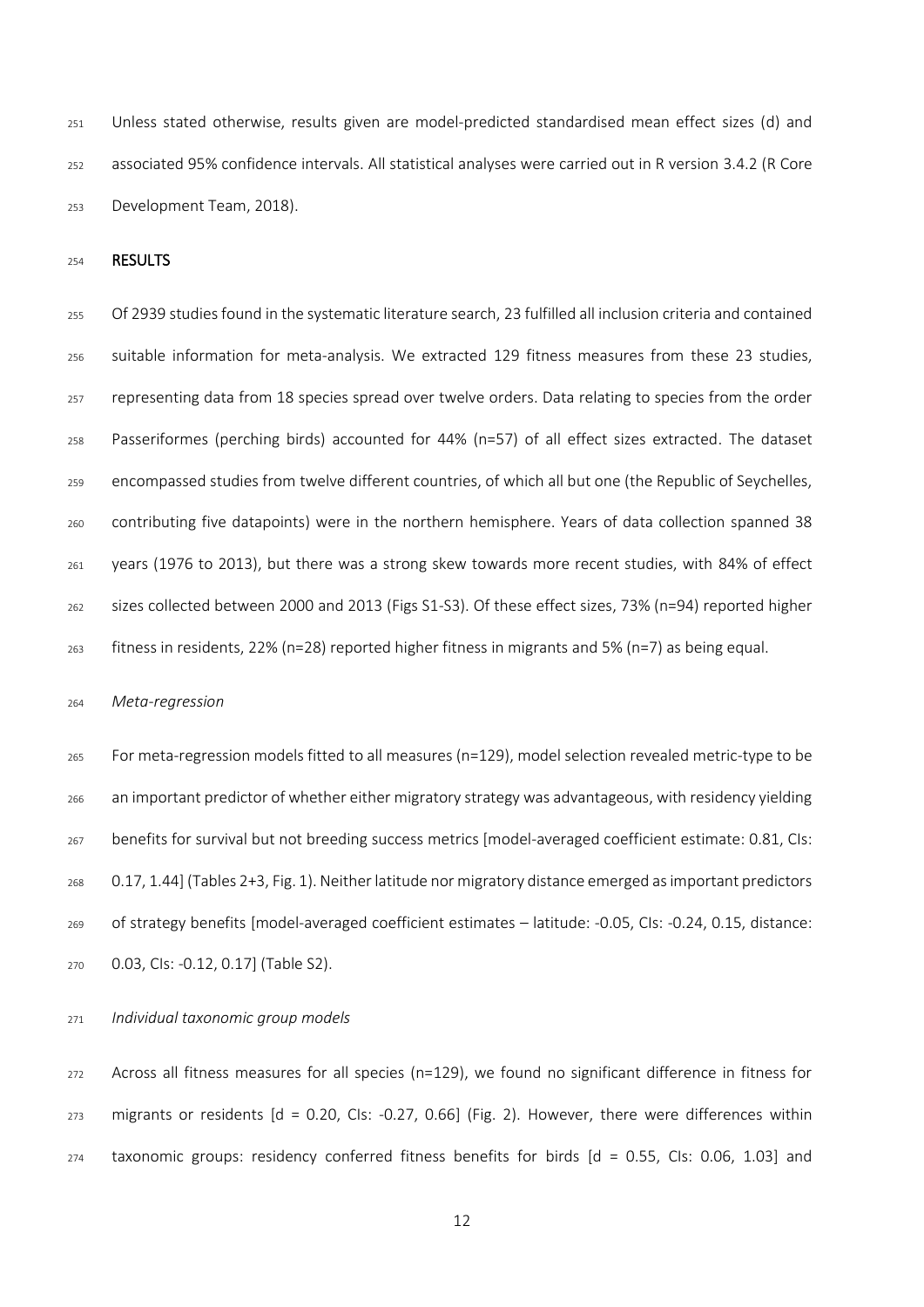Unless stated otherwise, results given are model-predicted standardised mean effect sizes (d) and associated 95% confidence intervals. All statistical analyses were carried out in R version 3.4.2 (R Core Development Team, 2018).

## RESULTS

Of 2939 studies found in the systematic literature search, 23 fulfilled all inclusion criteria and contained suitable information for meta-analysis. We extracted 129 fitness measures from these 23 studies, representing data from 18 species spread over twelve orders. Data relating to species from the order Passeriformes (perching birds) accounted for 44% (n=57) of all effect sizes extracted. The dataset encompassed studies from twelve different countries, of which all but one (the Republic of Seychelles, contributing five datapoints) were in the northern hemisphere. Years of data collection spanned 38 years (1976 to 2013), but there was a strong skew towards more recent studies, with 84% of effect sizes collected between 2000 and 2013 (Figs S1-S3). Of these effect sizes, 73% (n=94) reported higher fitness in residents, 22% (n=28) reported higher fitness in migrants and 5% (n=7) as being equal.

### *Meta-regression*

For meta-regression models fitted to all measures (n=129), model selection revealed metric-type to be an important predictor of whether either migratory strategy was advantageous, with residency yielding benefits for survival but not breeding success metrics [model-averaged coefficient estimate: 0.81, CIs: 0.17, 1.44] (Tables 2+3, Fig. 1). Neither latitude nor migratory distance emerged as important predictors of strategy benefits [model-averaged coefficient estimates – latitude: -0.05, CIs: -0.24, 0.15, distance: 0.03, CIs: -0.12, 0.17] (Table S2).

### *Individual taxonomic group models*

Across all fitness measures for all species (n=129), we found no significant difference in fitness for migrants or residents [d = 0.20, CIs: -0.27, 0.66] (Fig. 2). However, there were differences within taxonomic groups: residency conferred fitness benefits for birds [d = 0.55, CIs: 0.06, 1.03] and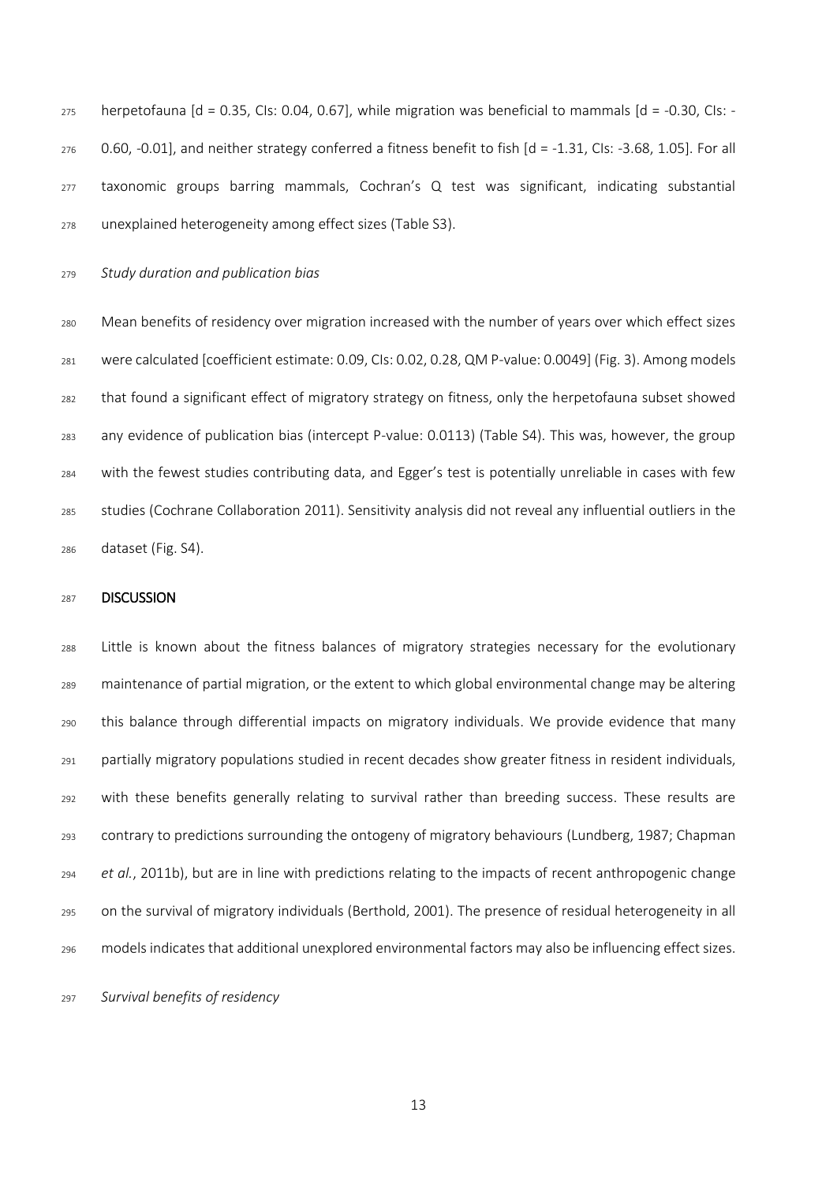herpetofauna [d = 0.35, CIs: 0.04, 0.67], while migration was beneficial to mammals [d = -0.30, CIs: -0.60, -0.01], and neither strategy conferred a fitness benefit to fish [d = -1.31, CIs: -3.68, 1.05]. For all taxonomic groups barring mammals, Cochran's Q test was significant, indicating substantial unexplained heterogeneity among effect sizes (Table S3).

### *Study duration and publication bias*

Mean benefits of residency over migration increased with the number of years over which effect sizes were calculated [coefficient estimate: 0.09, CIs: 0.02, 0.28, QM P-value: 0.0049] (Fig. 3). Among models that found a significant effect of migratory strategy on fitness, only the herpetofauna subset showed any evidence of publication bias (intercept P-value: 0.0113) (Table S4). This was, however, the group with the fewest studies contributing data, and Egger's test is potentially unreliable in cases with few studies (Cochrane Collaboration 2011). Sensitivity analysis did not reveal any influential outliers in the dataset (Fig. S4).

## DISCUSSION

Little is known about the fitness balances of migratory strategies necessary for the evolutionary maintenance of partial migration, or the extent to which global environmental change may be altering this balance through differential impacts on migratory individuals. We provide evidence that many partially migratory populations studied in recent decades show greater fitness in resident individuals, with these benefits generally relating to survival rather than breeding success. These results are contrary to predictions surrounding the ontogeny of migratory behaviours (Lundberg, 1987; Chapman *et al.*, 2011b), but are in line with predictions relating to the impacts of recent anthropogenic change on the survival of migratory individuals (Berthold, 2001). The presence of residual heterogeneity in all models indicates that additional unexplored environmental factors may also be influencing effect sizes.

### *Survival benefits of residency*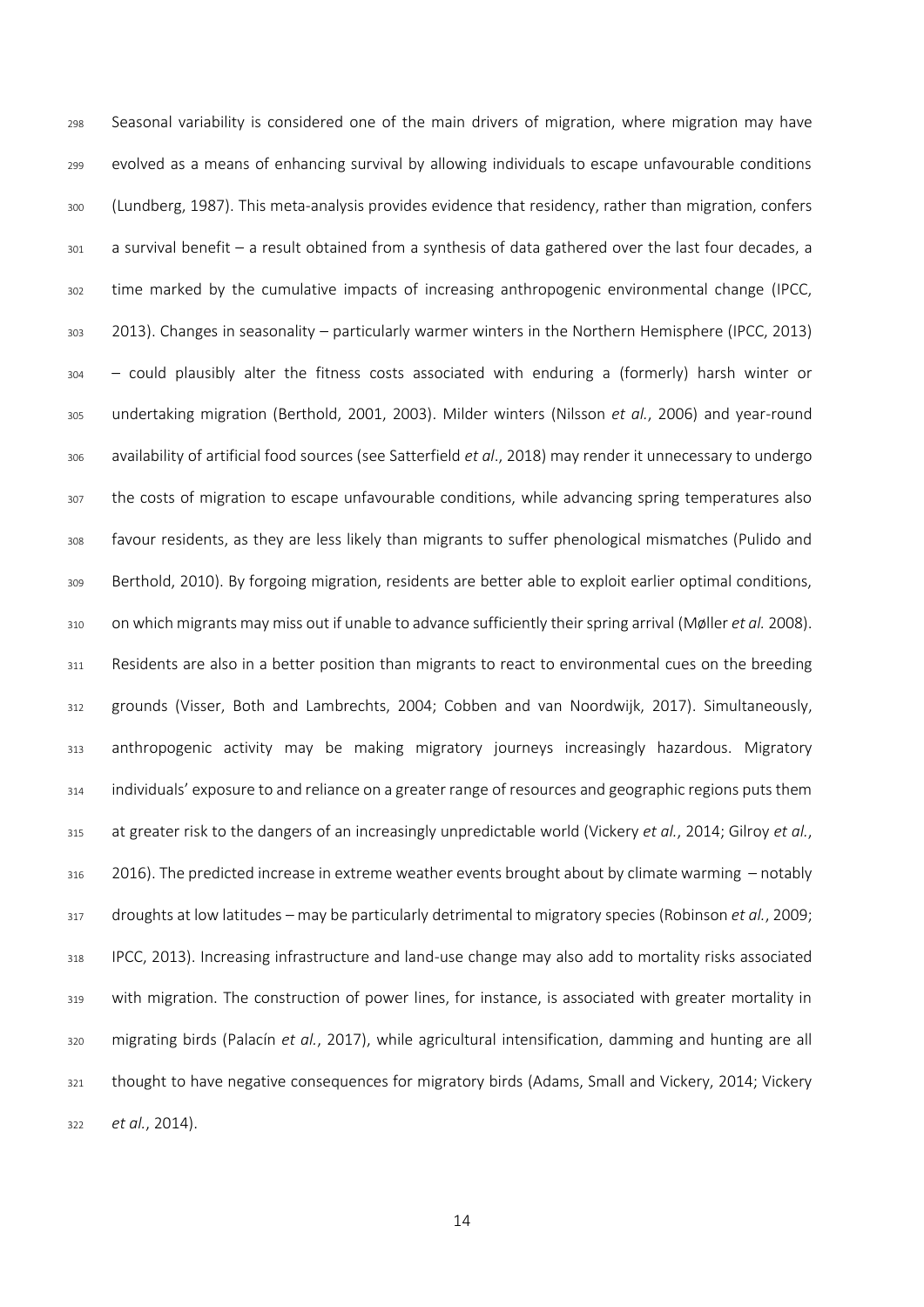Seasonal variability is considered one of the main drivers of migration, where migration may have evolved as a means of enhancing survival by allowing individuals to escape unfavourable conditions (Lundberg, 1987). This meta-analysis provides evidence that residency, rather than migration, confers a survival benefit – a result obtained from a synthesis of data gathered over the last four decades, a time marked by the cumulative impacts of increasing anthropogenic environmental change (IPCC, 2013). Changes in seasonality – particularly warmer winters in the Northern Hemisphere (IPCC, 2013) – could plausibly alter the fitness costs associated with enduring a (formerly) harsh winter or undertaking migration (Berthold, 2001, 2003). Milder winters (Nilsson *et al.*, 2006) and year-round availability of artificial food sources (see Satterfield *et al*., 2018) may render it unnecessary to undergo the costs of migration to escape unfavourable conditions, while advancing spring temperatures also favour residents, as they are less likely than migrants to suffer phenological mismatches (Pulido and Berthold, 2010). By forgoing migration, residents are better able to exploit earlier optimal conditions, on which migrants may miss out if unable to advance sufficiently their spring arrival (Møller *et al.* 2008). Residents are also in a better position than migrants to react to environmental cues on the breeding grounds (Visser, Both and Lambrechts, 2004; Cobben and van Noordwijk, 2017). Simultaneously, anthropogenic activity may be making migratory journeys increasingly hazardous. Migratory individuals' exposure to and reliance on a greater range of resources and geographic regions puts them at greater risk to the dangers of an increasingly unpredictable world (Vickery *et al.*, 2014; Gilroy *et al.*, 2016). The predicted increase in extreme weather events brought about by climate warming – notably droughts at low latitudes – may be particularly detrimental to migratory species (Robinson *et al.*, 2009; IPCC, 2013). Increasing infrastructure and land-use change may also add to mortality risks associated with migration. The construction of power lines, for instance, is associated with greater mortality in migrating birds (Palacín *et al.*, 2017), while agricultural intensification, damming and hunting are all thought to have negative consequences for migratory birds (Adams, Small and Vickery, 2014; Vickery *et al.*, 2014).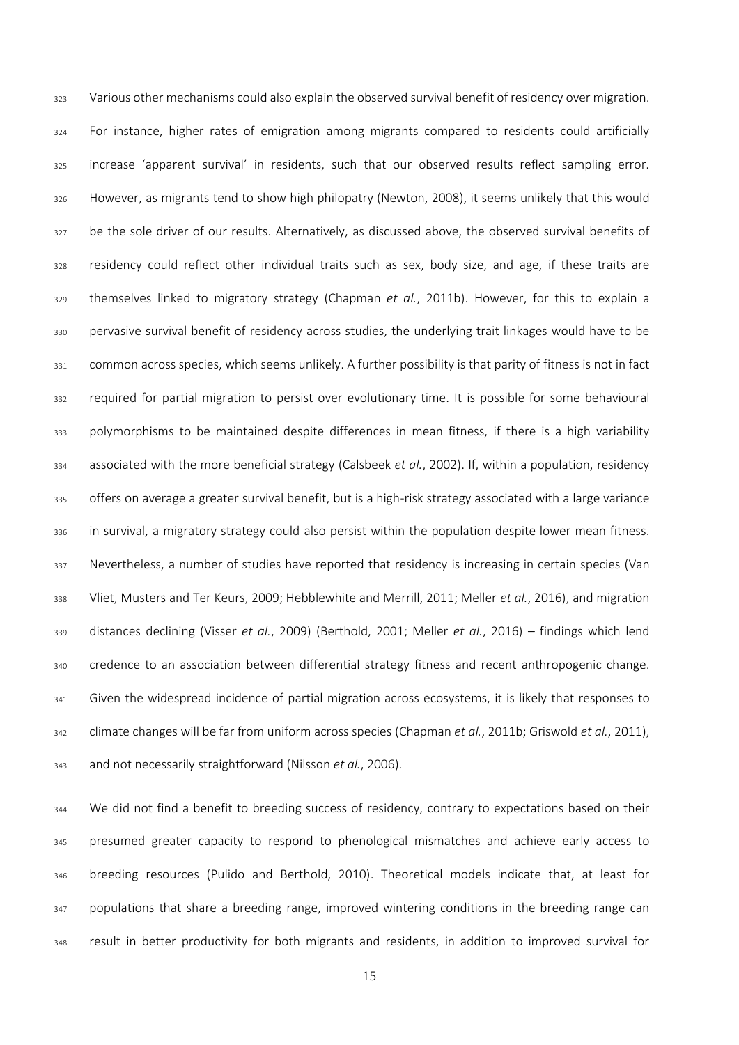Various other mechanisms could also explain the observed survival benefit of residency over migration. For instance, higher rates of emigration among migrants compared to residents could artificially increase 'apparent survival' in residents, such that our observed results reflect sampling error. However, as migrants tend to show high philopatry (Newton, 2008), it seems unlikely that this would be the sole driver of our results. Alternatively, as discussed above, the observed survival benefits of residency could reflect other individual traits such as sex, body size, and age, if these traits are themselves linked to migratory strategy (Chapman *et al.*, 2011b). However, for this to explain a pervasive survival benefit of residency across studies, the underlying trait linkages would have to be common across species, which seems unlikely. A further possibility is that parity of fitness is not in fact required for partial migration to persist over evolutionary time. It is possible for some behavioural polymorphisms to be maintained despite differences in mean fitness, if there is a high variability associated with the more beneficial strategy (Calsbeek *et al.*, 2002). If, within a population, residency offers on average a greater survival benefit, but is a high-risk strategy associated with a large variance in survival, a migratory strategy could also persist within the population despite lower mean fitness. Nevertheless, a number of studies have reported that residency is increasing in certain species (Van Vliet, Musters and Ter Keurs, 2009; Hebblewhite and Merrill, 2011; Meller *et al.*, 2016), and migration distances declining (Visser *et al.*, 2009) (Berthold, 2001; Meller *et al.*, 2016) – findings which lend credence to an association between differential strategy fitness and recent anthropogenic change. Given the widespread incidence of partial migration across ecosystems, it is likely that responses to climate changes will be far from uniform across species (Chapman *et al.*, 2011b; Griswold *et al.*, 2011), and not necessarily straightforward (Nilsson *et al.*, 2006).

We did not find a benefit to breeding success of residency, contrary to expectations based on their presumed greater capacity to respond to phenological mismatches and achieve early access to breeding resources (Pulido and Berthold, 2010). Theoretical models indicate that, at least for populations that share a breeding range, improved wintering conditions in the breeding range can result in better productivity for both migrants and residents, in addition to improved survival for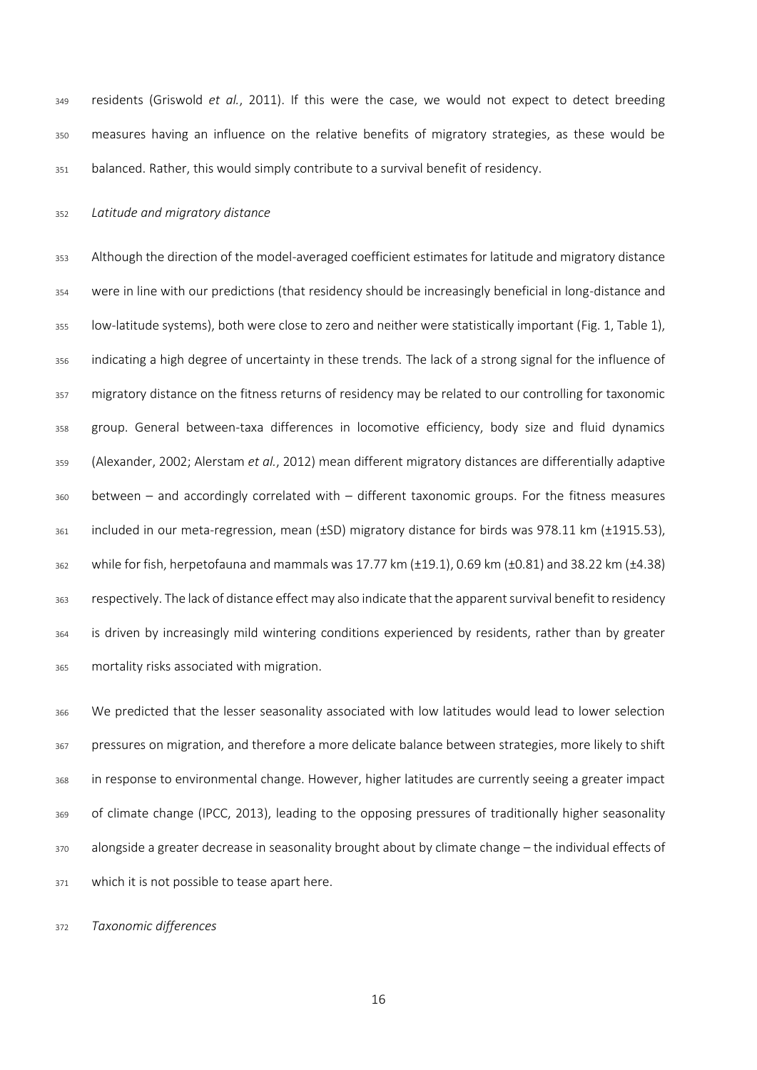residents (Griswold *et al.*, 2011). If this were the case, we would not expect to detect breeding measures having an influence on the relative benefits of migratory strategies, as these would be balanced. Rather, this would simply contribute to a survival benefit of residency.

*Latitude and migratory distance*

Although the direction of the model-averaged coefficient estimates for latitude and migratory distance were in line with our predictions (that residency should be increasingly beneficial in long-distance and low-latitude systems), both were close to zero and neither were statistically important (Fig. 1, Table 1), indicating a high degree of uncertainty in these trends. The lack of a strong signal for the influence of migratory distance on the fitness returns of residency may be related to our controlling for taxonomic group. General between-taxa differences in locomotive efficiency, body size and fluid dynamics (Alexander, 2002; Alerstam *et al.*, 2012) mean different migratory distances are differentially adaptive between – and accordingly correlated with – different taxonomic groups. For the fitness measures included in our meta-regression, mean (±SD) migratory distance for birds was 978.11 km (±1915.53), while for fish, herpetofauna and mammals was 17.77 km (±19.1), 0.69 km (±0.81) and 38.22 km (±4.38) respectively. The lack of distance effect may also indicate that the apparent survival benefit to residency is driven by increasingly mild wintering conditions experienced by residents, rather than by greater mortality risks associated with migration.

We predicted that the lesser seasonality associated with low latitudes would lead to lower selection pressures on migration, and therefore a more delicate balance between strategies, more likely to shift in response to environmental change. However, higher latitudes are currently seeing a greater impact of climate change (IPCC, 2013), leading to the opposing pressures of traditionally higher seasonality alongside a greater decrease in seasonality brought about by climate change – the individual effects of which it is not possible to tease apart here.

*Taxonomic differences*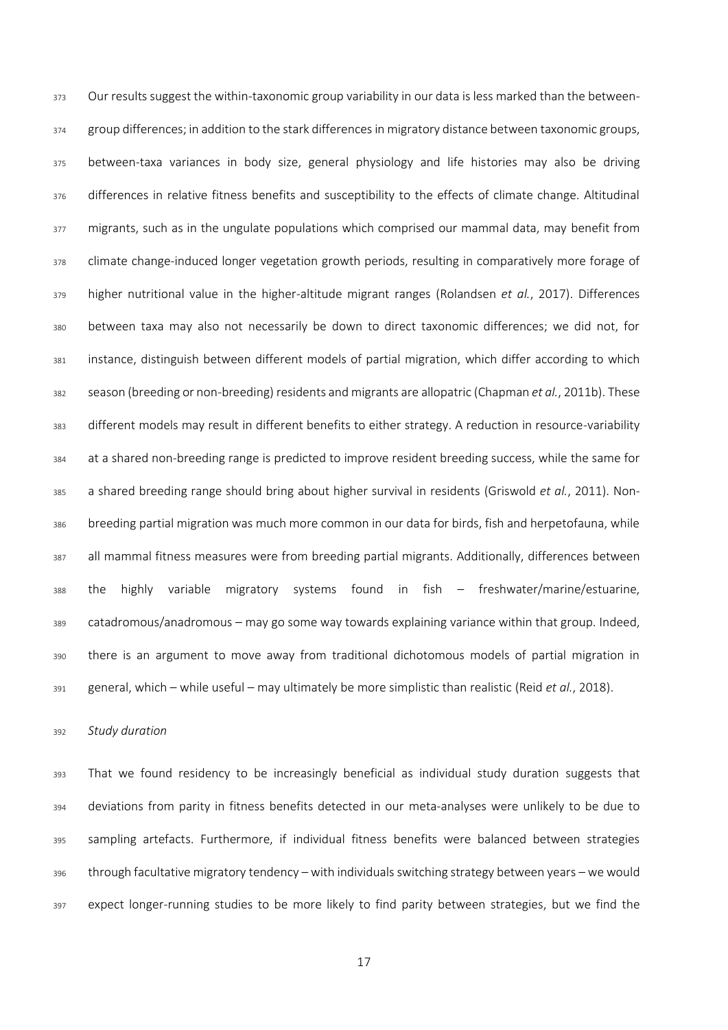Our results suggest the within-taxonomic group variability in our data is less marked than the between-group differences; in addition to the stark differences in migratory distance between taxonomic groups, between-taxa variances in body size, general physiology and life histories may also be driving differences in relative fitness benefits and susceptibility to the effects of climate change. Altitudinal migrants, such as in the ungulate populations which comprised our mammal data, may benefit from climate change-induced longer vegetation growth periods, resulting in comparatively more forage of higher nutritional value in the higher-altitude migrant ranges (Rolandsen *et al.*, 2017). Differences between taxa may also not necessarily be down to direct taxonomic differences; we did not, for instance, distinguish between different models of partial migration, which differ according to which season (breeding or non-breeding) residents and migrants are allopatric (Chapman *et al.*, 2011b). These different models may result in different benefits to either strategy. A reduction in resource-variability at a shared non-breeding range is predicted to improve resident breeding success, while the same for a shared breeding range should bring about higher survival in residents (Griswold *et al.*, 2011). Non-breeding partial migration was much more common in our data for birds, fish and herpetofauna, while all mammal fitness measures were from breeding partial migrants. Additionally, differences between the highly variable migratory systems found in fish – freshwater/marine/estuarine, catadromous/anadromous – may go some way towards explaining variance within that group. Indeed, there is an argument to move away from traditional dichotomous models of partial migration in general, which – while useful – may ultimately be more simplistic than realistic (Reid *et al.*, 2018).

*Study duration*

That we found residency to be increasingly beneficial as individual study duration suggests that deviations from parity in fitness benefits detected in our meta-analyses were unlikely to be due to sampling artefacts. Furthermore, if individual fitness benefits were balanced between strategies through facultative migratory tendency – with individuals switching strategy between years – we would expect longer-running studies to be more likely to find parity between strategies, but we find the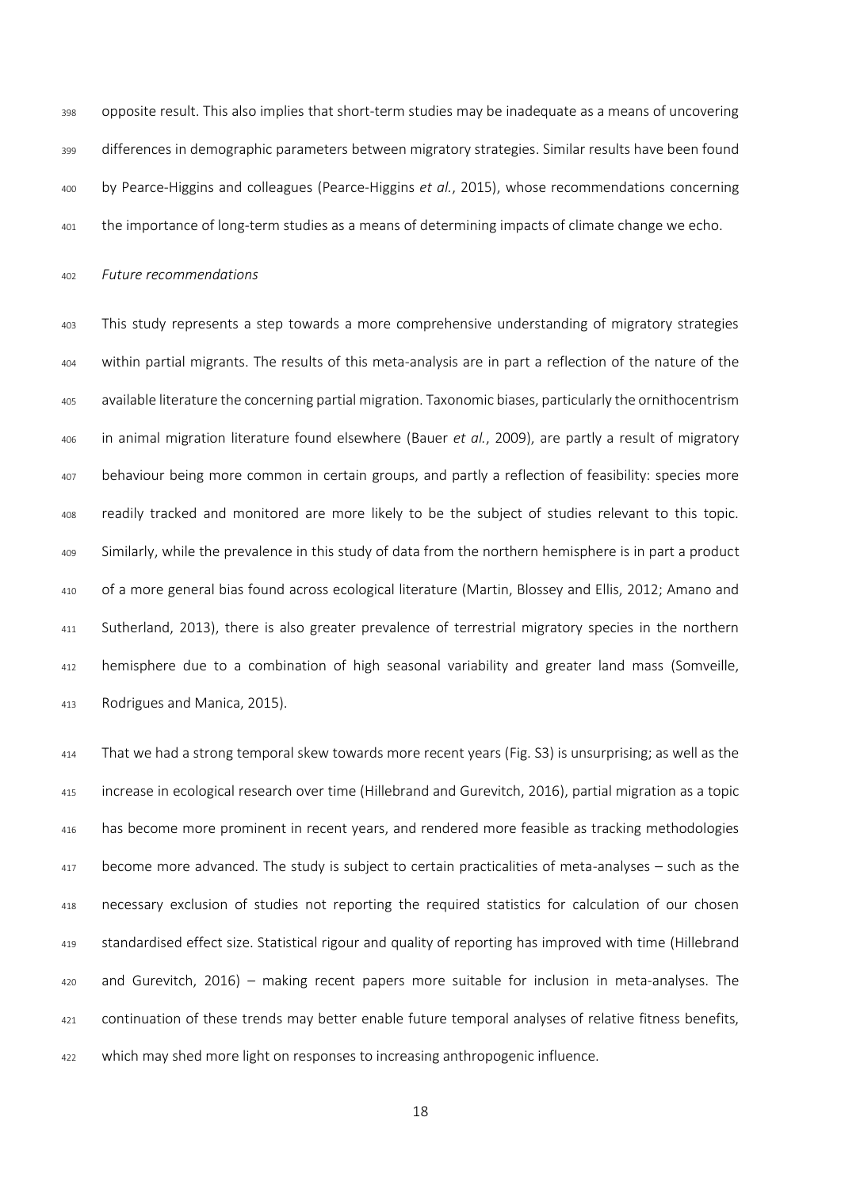opposite result. This also implies that short-term studies may be inadequate as a means of uncovering differences in demographic parameters between migratory strategies. Similar results have been found by Pearce-Higgins and colleagues (Pearce-Higgins *et al.*, 2015), whose recommendations concerning the importance of long-term studies as a means of determining impacts of climate change we echo.

### *Future recommendations*

This study represents a step towards a more comprehensive understanding of migratory strategies within partial migrants. The results of this meta-analysis are in part a reflection of the nature of the available literature the concerning partial migration. Taxonomic biases, particularly the ornithocentrism in animal migration literature found elsewhere (Bauer *et al.*, 2009), are partly a result of migratory behaviour being more common in certain groups, and partly a reflection of feasibility: species more readily tracked and monitored are more likely to be the subject of studies relevant to this topic. Similarly, while the prevalence in this study of data from the northern hemisphere is in part a product of a more general bias found across ecological literature (Martin, Blossey and Ellis, 2012; Amano and Sutherland, 2013), there is also greater prevalence of terrestrial migratory species in the northern hemisphere due to a combination of high seasonal variability and greater land mass (Somveille, Rodrigues and Manica, 2015).

That we had a strong temporal skew towards more recent years (Fig. S3) is unsurprising; as well as the increase in ecological research over time (Hillebrand and Gurevitch, 2016), partial migration as a topic has become more prominent in recent years, and rendered more feasible as tracking methodologies become more advanced. The study is subject to certain practicalities of meta-analyses – such as the necessary exclusion of studies not reporting the required statistics for calculation of our chosen standardised effect size. Statistical rigour and quality of reporting has improved with time (Hillebrand and Gurevitch, 2016) – making recent papers more suitable for inclusion in meta-analyses. The continuation of these trends may better enable future temporal analyses of relative fitness benefits, which may shed more light on responses to increasing anthropogenic influence.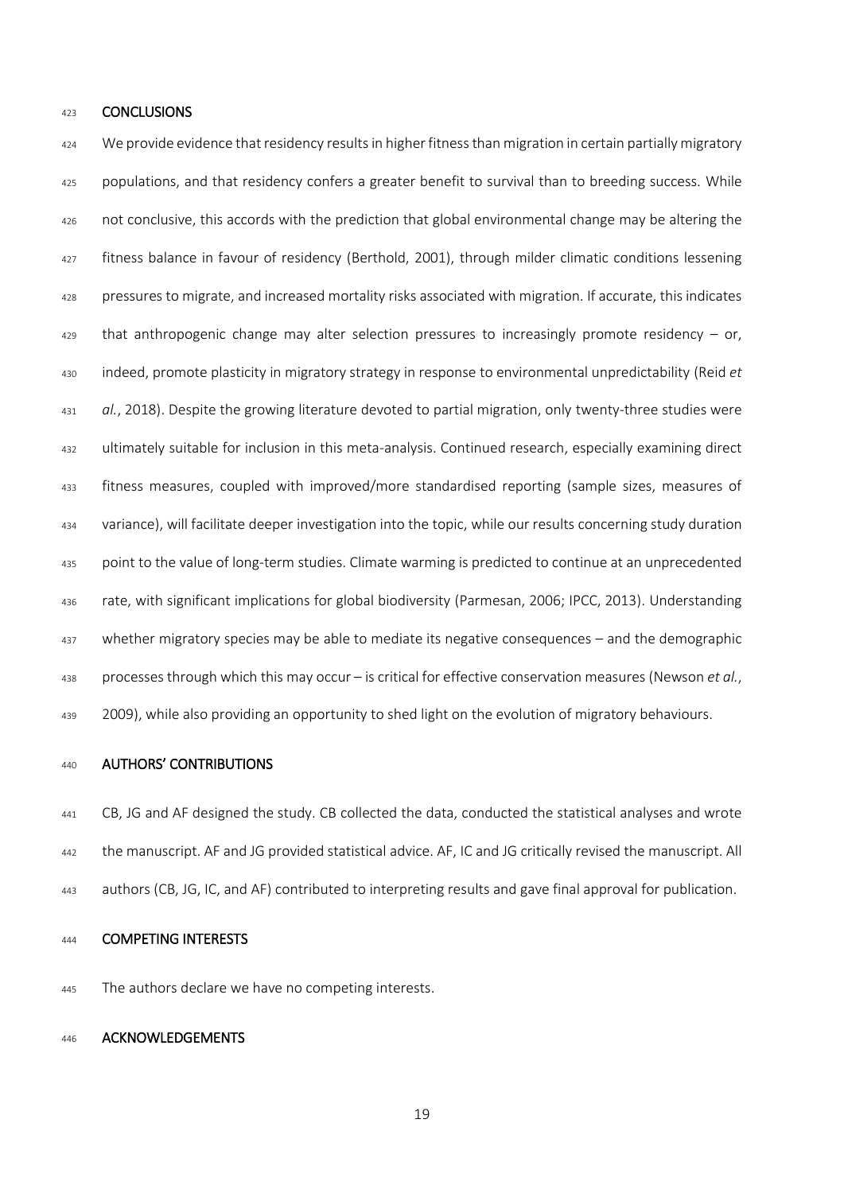## CONCLUSIONS

We provide evidence that residency results in higher fitness than migration in certain partially migratory populations, and that residency confers a greater benefit to survival than to breeding success. While not conclusive, this accords with the prediction that global environmental change may be altering the fitness balance in favour of residency (Berthold, 2001), through milder climatic conditions lessening pressures to migrate, and increased mortality risks associated with migration. If accurate, this indicates that anthropogenic change may alter selection pressures to increasingly promote residency – or, indeed, promote plasticity in migratory strategy in response to environmental unpredictability (Reid *et al.*, 2018). Despite the growing literature devoted to partial migration, only twenty-three studies were ultimately suitable for inclusion in this meta-analysis. Continued research, especially examining direct fitness measures, coupled with improved/more standardised reporting (sample sizes, measures of variance), will facilitate deeper investigation into the topic, while our results concerning study duration point to the value of long-term studies. Climate warming is predicted to continue at an unprecedented rate, with significant implications for global biodiversity (Parmesan, 2006; IPCC, 2013). Understanding whether migratory species may be able to mediate its negative consequences – and the demographic processes through which this may occur – is critical for effective conservation measures (Newson *et al.*, 2009), while also providing an opportunity to shed light on the evolution of migratory behaviours.

## AUTHORS' CONTRIBUTIONS

CB, JG and AF designed the study. CB collected the data, conducted the statistical analyses and wrote the manuscript. AF and JG provided statistical advice. AF, IC and JG critically revised the manuscript. All authors (CB, JG, IC, and AF) contributed to interpreting results and gave final approval for publication.

## COMPETING INTERESTS

The authors declare we have no competing interests.

## ACKNOWLEDGEMENTS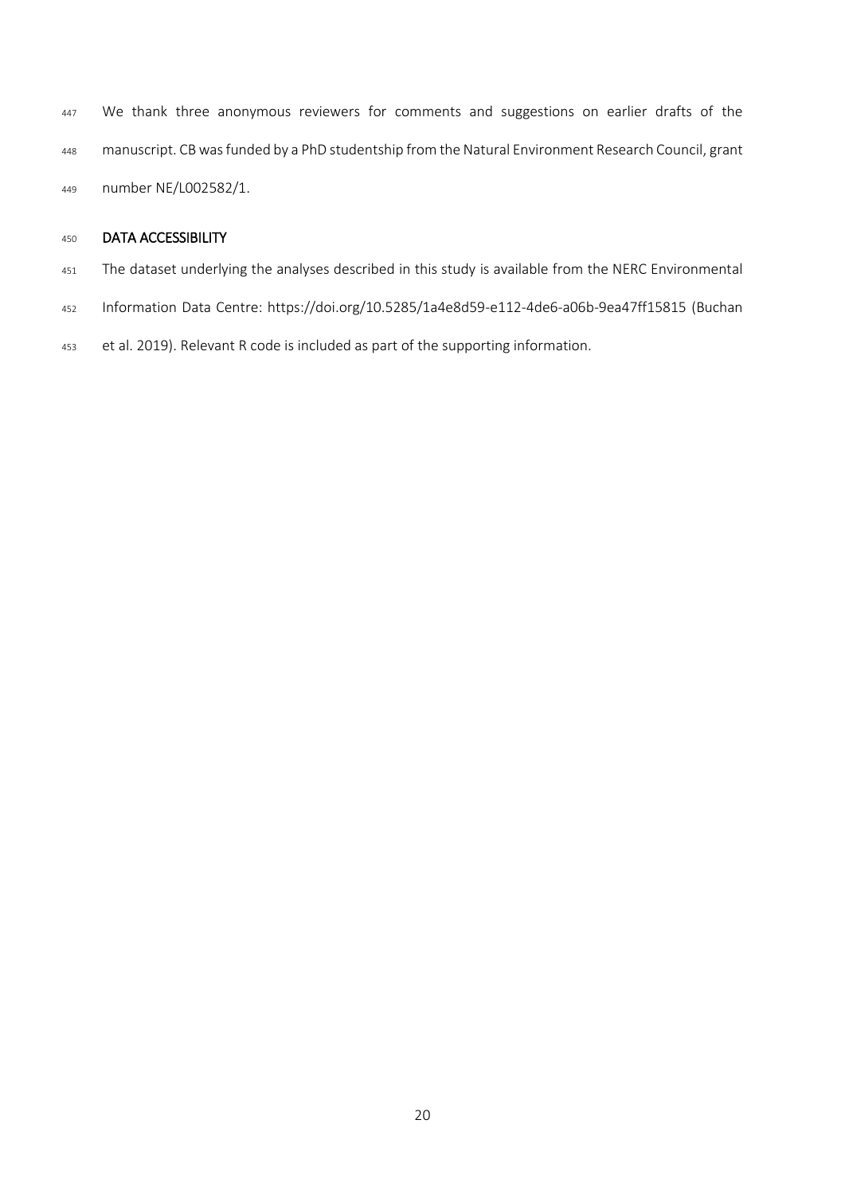We thank three anonymous reviewers for comments and suggestions on earlier drafts of the manuscript. CB was funded by a PhD studentship from the Natural Environment Research Council, grant number NE/L002582/1.

## DATA ACCESSIBILITY

The dataset underlying the analyses described in this study is available from the NERC Environmental Information Data Centre: https://doi.org/10.5285/1a4e8d59-e112-4de6-a06b-9ea47ff15815 (Buchan et al. 2019). Relevant R code is included as part of the supporting information.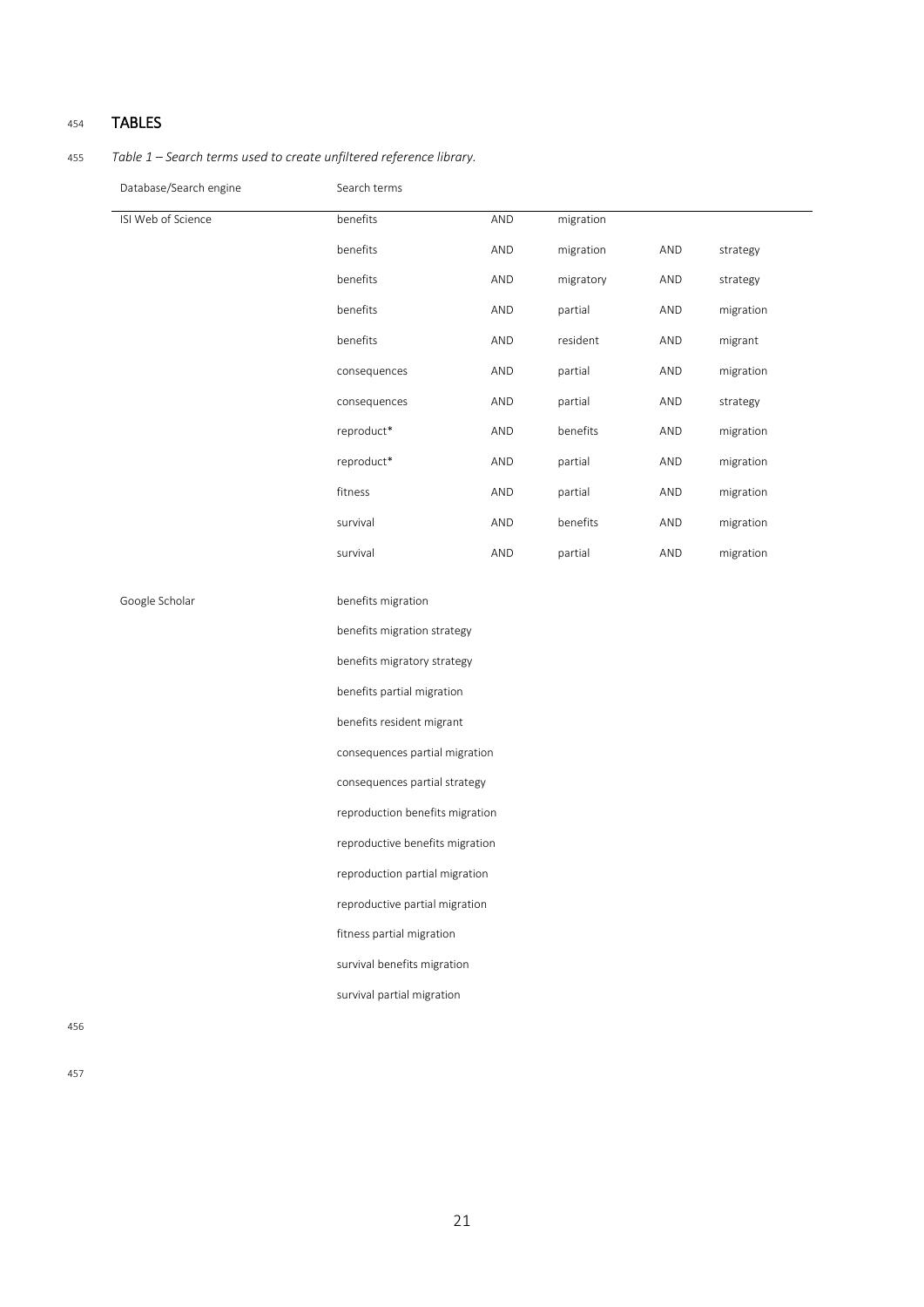# TABLES

*Table 1 – Search terms used to create unfiltered reference library.*

| Database/Search engine | Search terms | | | | |
|---|---|---|---|---|---|
| ISI Web of Science | benefits | AND | migration | | |
| | benefits | AND | migration | AND | strategy |
| | benefits | AND | migratory | AND | strategy |
| | benefits | AND | partial | AND | migration |
| | benefits | AND | resident | AND | migrant |
| | consequences | AND | partial | AND | migration |
| | consequences | AND | partial | AND | strategy |
| | reproduct* | AND | benefits | AND | migration |
| | reproduct* | AND | partial | AND | migration |
| | fitness | AND | partial | AND | migration |
| | survival | AND | benefits | AND | migration |
| | survival | AND | partial | AND | migration |
| Google Scholar | benefits migration | | | | |
| | benefits migration strategy | | | | |
| | benefits migratory strategy | | | | |
| | benefits partial migration | | | | |
| | benefits resident migrant | | | | |
| | consequences partial migration | | | | |
| | consequences partial strategy | | | | |
| | reproduction benefits migration | | | | |
| | reproductive benefits migration | | | | |
| | reproduction partial migration | | | | |
| | reproductive partial migration | | | | |
| | fitness partial migration | | | | |
| | survival benefits migration | | | | |
| | survival partial migration | | | | |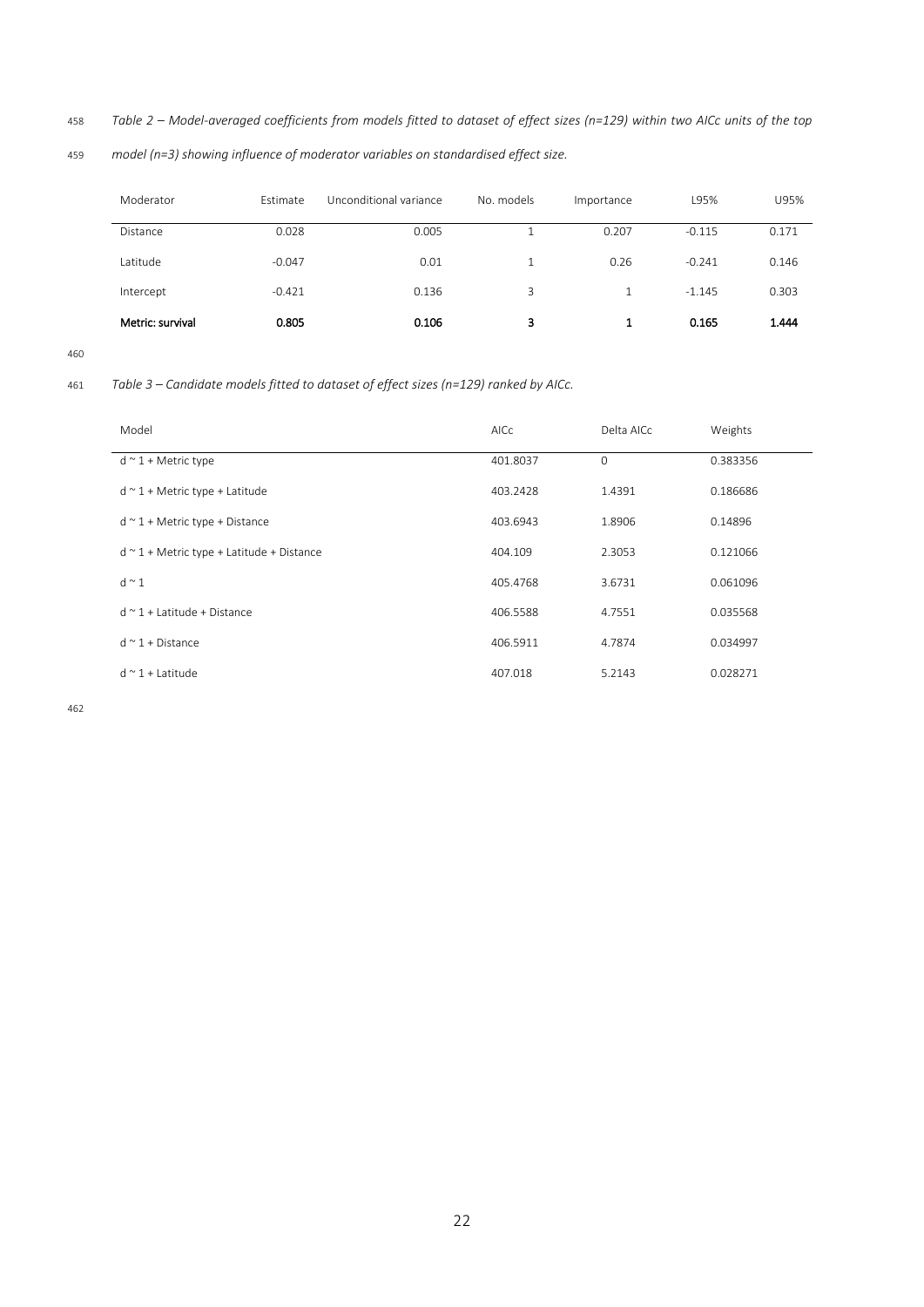*Table 2 – Model-averaged coefficients from models fitted to dataset of effect sizes (n=129) within two AICc units of the top model (n=3) showing influence of moderator variables on standardised effect size.*

| Moderator | Estimate | Unconditional variance | No. models | Importance | L95% | U95% |
|---|---|---|---|---|---|---|
| Distance | 0.028 | 0.005 | 1 | 0.207 | -0.115 | 0.171 |
| Latitude | -0.047 | 0.01 | 1 | 0.26 | -0.241 | 0.146 |
| Intercept | -0.421 | 0.136 | 3 | 1 | -1.145 | 0.303 |
| **Metric: survival** | **0.805** | **0.106** | **3** | **1** | **0.165** | **1.444** |

*Table 3 – Candidate models fitted to dataset of effect sizes (n=129) ranked by AICc.*

| Model | AICc | Delta AICc | Weights |
|---|---|---|---|
| d ~ 1 + Metric type | 401.8037 | 0 | 0.383356 |
| d ~ 1 + Metric type + Latitude | 403.2428 | 1.4391 | 0.186686 |
| d ~ 1 + Metric type + Distance | 403.6943 | 1.8906 | 0.14896 |
| d ~ 1 + Metric type + Latitude + Distance | 404.109 | 2.3053 | 0.121066 |
| d ~ 1 | 405.4768 | 3.6731 | 0.061096 |
| d ~ 1 + Latitude + Distance | 406.5588 | 4.7551 | 0.035568 |
| d ~ 1 + Distance | 406.5911 | 4.7874 | 0.034997 |
| d ~ 1 + Latitude | 407.018 | 5.2143 | 0.028271 |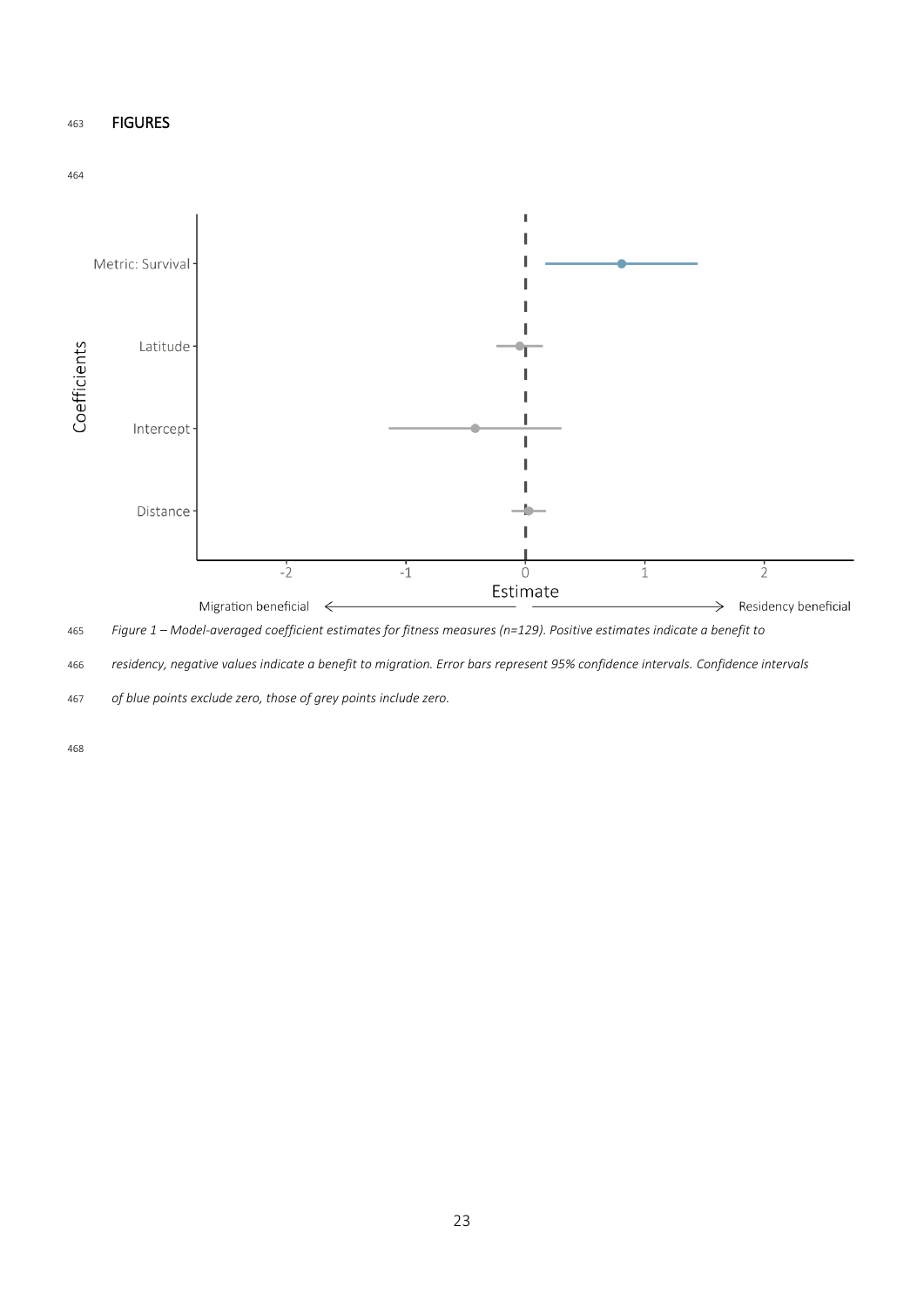## FIGURES

*Figure 1 – Model-averaged coefficient estimates for fitness measures (n=129). Positive estimates indicate a benefit to residency, negative values indicate a benefit to migration. Error bars represent 95% confidence intervals. Confidence intervals of blue points exclude zero, those of grey points include zero.*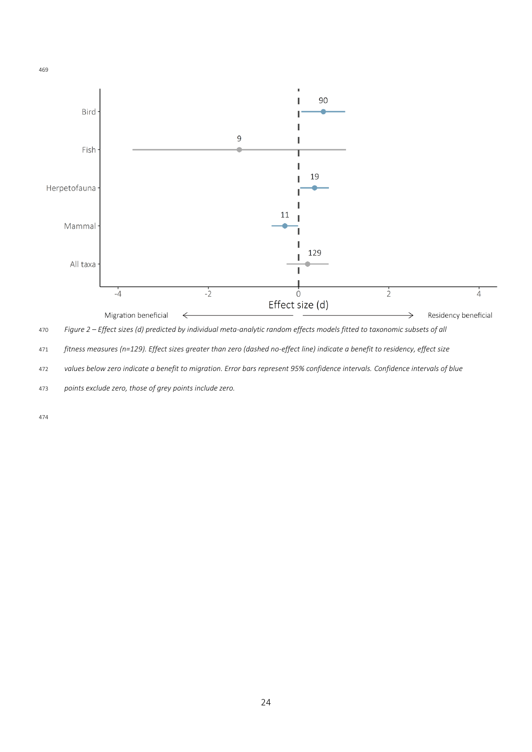*Figure 2 – Effect sizes (d) predicted by individual meta-analytic random effects models fitted to taxonomic subsets of all fitness measures (n=129). Effect sizes greater than zero (dashed no-effect line) indicate a benefit to residency, effect size values below zero indicate a benefit to migration. Error bars represent 95% confidence intervals. Confidence intervals of blue points exclude zero, those of grey points include zero.*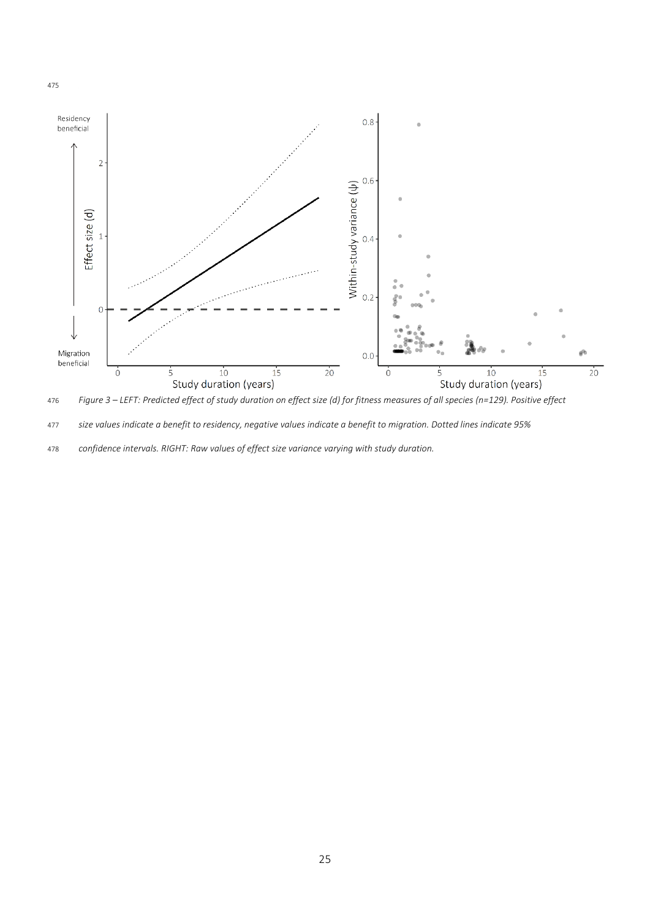Figure 3 – LEFT: Predicted effect of study duration on effect size (d) for fitness measures of all species (n=129). Positive effect size values indicate a benefit to residency, negative values indicate a benefit to migration. Dotted lines indicate 95% confidence intervals. RIGHT: Raw values of effect size variance varying with study duration.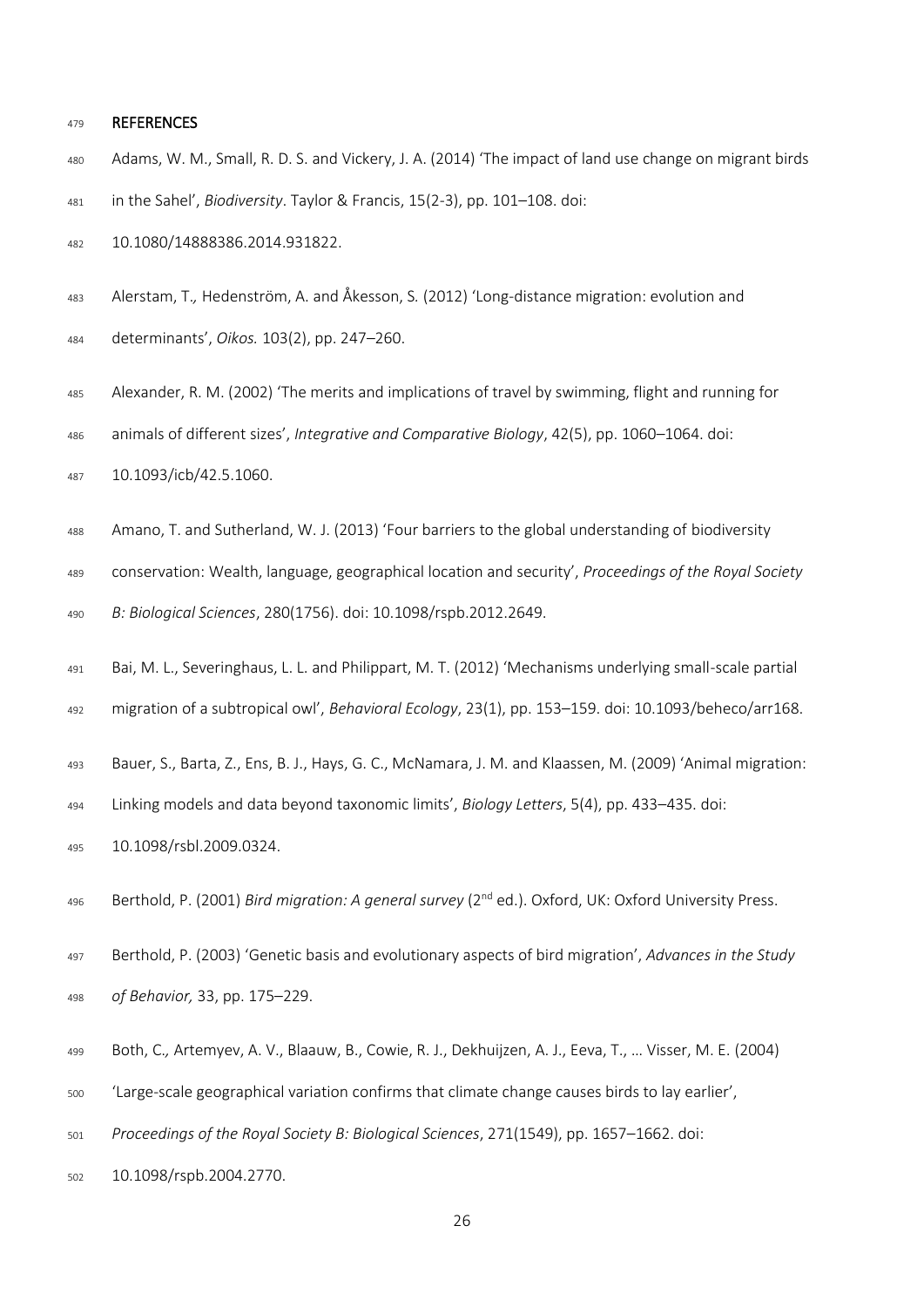## REFERENCES

Adams, W. M., Small, R. D. S. and Vickery, J. A. (2014) 'The impact of land use change on migrant birds in the Sahel', *Biodiversity*. Taylor & Francis, 15(2-3), pp. 101–108. doi: 10.1080/14888386.2014.931822.

Alerstam, T., Hedenström, A. and Åkesson, S. (2012) 'Long-distance migration: evolution and determinants', *Oikos.* 103(2), pp. 247–260.

Alexander, R. M. (2002) 'The merits and implications of travel by swimming, flight and running for animals of different sizes', *Integrative and Comparative Biology*, 42(5), pp. 1060–1064. doi: 10.1093/icb/42.5.1060.

Amano, T. and Sutherland, W. J. (2013) 'Four barriers to the global understanding of biodiversity conservation: Wealth, language, geographical location and security', *Proceedings of the Royal Society B: Biological Sciences*, 280(1756). doi: 10.1098/rspb.2012.2649.

Bai, M. L., Severinghaus, L. L. and Philippart, M. T. (2012) 'Mechanisms underlying small-scale partial migration of a subtropical owl', *Behavioral Ecology*, 23(1), pp. 153–159. doi: 10.1093/beheco/arr168.

Bauer, S., Barta, Z., Ens, B. J., Hays, G. C., McNamara, J. M. and Klaassen, M. (2009) 'Animal migration: Linking models and data beyond taxonomic limits', *Biology Letters*, 5(4), pp. 433–435. doi: 10.1098/rsbl.2009.0324.

Berthold, P. (2001) *Bird migration: A general survey* (2nd ed.). Oxford, UK: Oxford University Press.

Berthold, P. (2003) 'Genetic basis and evolutionary aspects of bird migration', *Advances in the Study of Behavior,* 33, pp. 175–229.

Both, C., Artemyev, A. V., Blaauw, B., Cowie, R. J., Dekhuijzen, A. J., Eeva, T., … Visser, M. E. (2004) 'Large-scale geographical variation confirms that climate change causes birds to lay earlier', *Proceedings of the Royal Society B: Biological Sciences*, 271(1549), pp. 1657–1662. doi: 10.1098/rspb.2004.2770.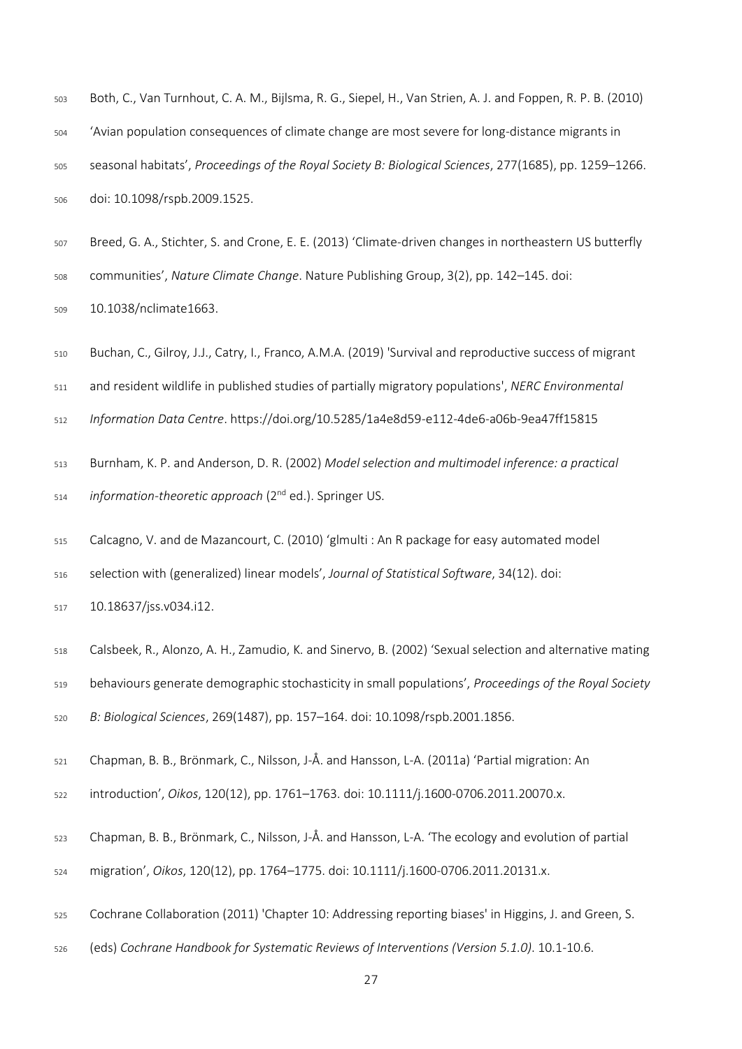Both, C., Van Turnhout, C. A. M., Bijlsma, R. G., Siepel, H., Van Strien, A. J. and Foppen, R. P. B. (2010) 'Avian population consequences of climate change are most severe for long-distance migrants in seasonal habitats', *Proceedings of the Royal Society B: Biological Sciences*, 277(1685), pp. 1259–1266. doi: 10.1098/rspb.2009.1525.

Breed, G. A., Stichter, S. and Crone, E. E. (2013) 'Climate-driven changes in northeastern US butterfly communities', *Nature Climate Change*. Nature Publishing Group, 3(2), pp. 142–145. doi: 10.1038/nclimate1663.

Buchan, C., Gilroy, J.J., Catry, I., Franco, A.M.A. (2019) 'Survival and reproductive success of migrant and resident wildlife in published studies of partially migratory populations', *NERC Environmental Information Data Centre*. https://doi.org/10.5285/1a4e8d59-e112-4de6-a06b-9ea47ff15815

Burnham, K. P. and Anderson, D. R. (2002) *Model selection and multimodel inference: a practical information-theoretic approach* (2nd ed.). Springer US.

Calcagno, V. and de Mazancourt, C. (2010) 'glmulti : An R package for easy automated model selection with (generalized) linear models', *Journal of Statistical Software*, 34(12). doi: 10.18637/jss.v034.i12.

Calsbeek, R., Alonzo, A. H., Zamudio, K. and Sinervo, B. (2002) 'Sexual selection and alternative mating behaviours generate demographic stochasticity in small populations', *Proceedings of the Royal Society B: Biological Sciences*, 269(1487), pp. 157–164. doi: 10.1098/rspb.2001.1856.

Chapman, B. B., Brönmark, C., Nilsson, J-Å. and Hansson, L-A. (2011a) 'Partial migration: An introduction', *Oikos*, 120(12), pp. 1761–1763. doi: 10.1111/j.1600-0706.2011.20070.x.

Chapman, B. B., Brönmark, C., Nilsson, J-Å. and Hansson, L-A. 'The ecology and evolution of partial migration', *Oikos*, 120(12), pp. 1764–1775. doi: 10.1111/j.1600-0706.2011.20131.x.

Cochrane Collaboration (2011) 'Chapter 10: Addressing reporting biases' in Higgins, J. and Green, S. (eds) *Cochrane Handbook for Systematic Reviews of Interventions (Version 5.1.0)*. 10.1-10.6.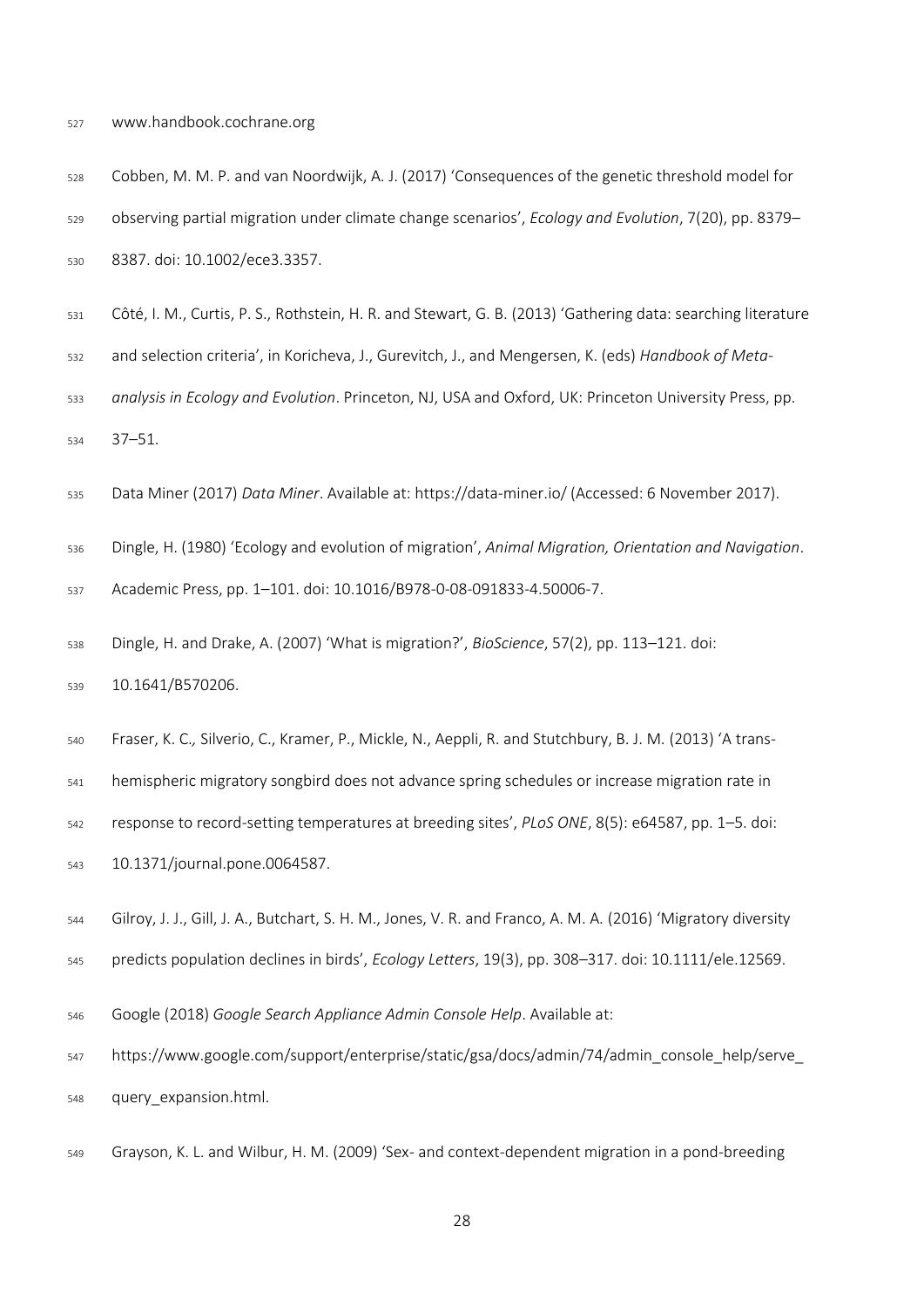www.handbook.cochrane.org

Cobben, M. M. P. and van Noordwijk, A. J. (2017) 'Consequences of the genetic threshold model for observing partial migration under climate change scenarios', *Ecology and Evolution*, 7(20), pp. 8379–8387. doi: 10.1002/ece3.3357.

Côté, I. M., Curtis, P. S., Rothstein, H. R. and Stewart, G. B. (2013) 'Gathering data: searching literature and selection criteria', in Koricheva, J., Gurevitch, J., and Mengersen, K. (eds) *Handbook of Meta-analysis in Ecology and Evolution*. Princeton, NJ, USA and Oxford, UK: Princeton University Press, pp. 37–51.

Data Miner (2017) *Data Miner*. Available at: https://data-miner.io/ (Accessed: 6 November 2017).

Dingle, H. (1980) 'Ecology and evolution of migration', *Animal Migration, Orientation and Navigation*. Academic Press, pp. 1–101. doi: 10.1016/B978-0-08-091833-4.50006-7.

Dingle, H. and Drake, A. (2007) 'What is migration?', *BioScience*, 57(2), pp. 113–121. doi: 10.1641/B570206.

Fraser, K. C., Silverio, C., Kramer, P., Mickle, N., Aeppli, R. and Stutchbury, B. J. M. (2013) 'A trans-hemispheric migratory songbird does not advance spring schedules or increase migration rate in response to record-setting temperatures at breeding sites', *PLoS ONE*, 8(5): e64587, pp. 1–5. doi: 10.1371/journal.pone.0064587.

Gilroy, J. J., Gill, J. A., Butchart, S. H. M., Jones, V. R. and Franco, A. M. A. (2016) 'Migratory diversity predicts population declines in birds', *Ecology Letters*, 19(3), pp. 308–317. doi: 10.1111/ele.12569.

Google (2018) *Google Search Appliance Admin Console Help*. Available at: https://www.google.com/support/enterprise/static/gsa/docs/admin/74/admin_console_help/serve_query_expansion.html.

Grayson, K. L. and Wilbur, H. M. (2009) 'Sex- and context-dependent migration in a pond-breeding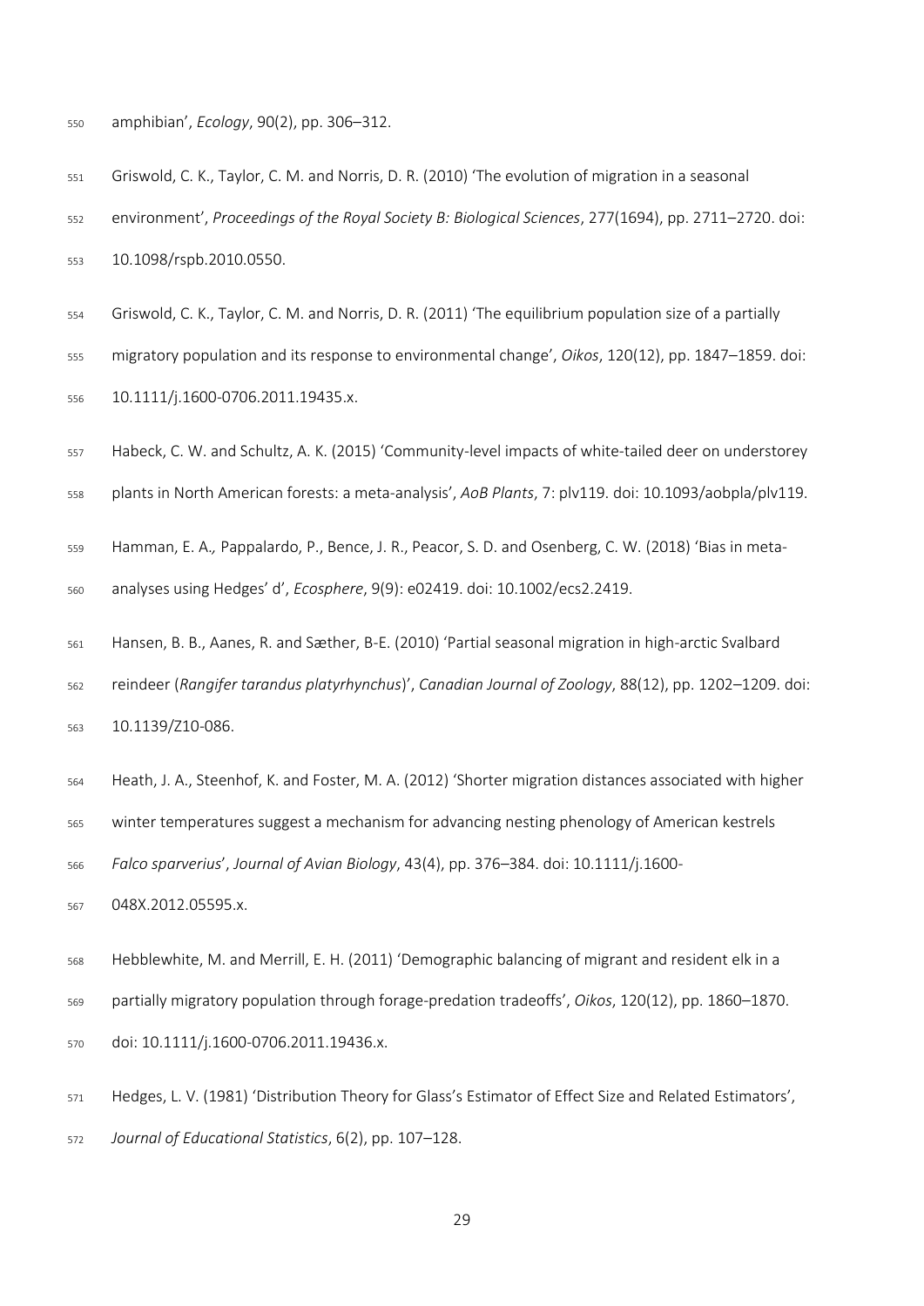amphibian', *Ecology*, 90(2), pp. 306–312.

Griswold, C. K., Taylor, C. M. and Norris, D. R. (2010) 'The evolution of migration in a seasonal environment', *Proceedings of the Royal Society B: Biological Sciences*, 277(1694), pp. 2711–2720. doi: 10.1098/rspb.2010.0550.

Griswold, C. K., Taylor, C. M. and Norris, D. R. (2011) 'The equilibrium population size of a partially migratory population and its response to environmental change', *Oikos*, 120(12), pp. 1847–1859. doi: 10.1111/j.1600-0706.2011.19435.x.

Habeck, C. W. and Schultz, A. K. (2015) 'Community-level impacts of white-tailed deer on understorey plants in North American forests: a meta-analysis', *AoB Plants*, 7: plv119. doi: 10.1093/aobpla/plv119.

Hamman, E. A., Pappalardo, P., Bence, J. R., Peacor, S. D. and Osenberg, C. W. (2018) 'Bias in meta-analyses using Hedges' d', *Ecosphere*, 9(9): e02419. doi: 10.1002/ecs2.2419.

Hansen, B. B., Aanes, R. and Sæther, B-E. (2010) 'Partial seasonal migration in high-arctic Svalbard reindeer (*Rangifer tarandus platyrhynchus*)', *Canadian Journal of Zoology*, 88(12), pp. 1202–1209. doi: 10.1139/Z10-086.

Heath, J. A., Steenhof, K. and Foster, M. A. (2012) 'Shorter migration distances associated with higher winter temperatures suggest a mechanism for advancing nesting phenology of American kestrels *Falco sparverius*', *Journal of Avian Biology*, 43(4), pp. 376–384. doi: 10.1111/j.1600-048X.2012.05595.x.

Hebblewhite, M. and Merrill, E. H. (2011) 'Demographic balancing of migrant and resident elk in a partially migratory population through forage-predation tradeoffs', *Oikos*, 120(12), pp. 1860–1870. doi: 10.1111/j.1600-0706.2011.19436.x.

Hedges, L. V. (1981) 'Distribution Theory for Glass's Estimator of Effect Size and Related Estimators', *Journal of Educational Statistics*, 6(2), pp. 107–128.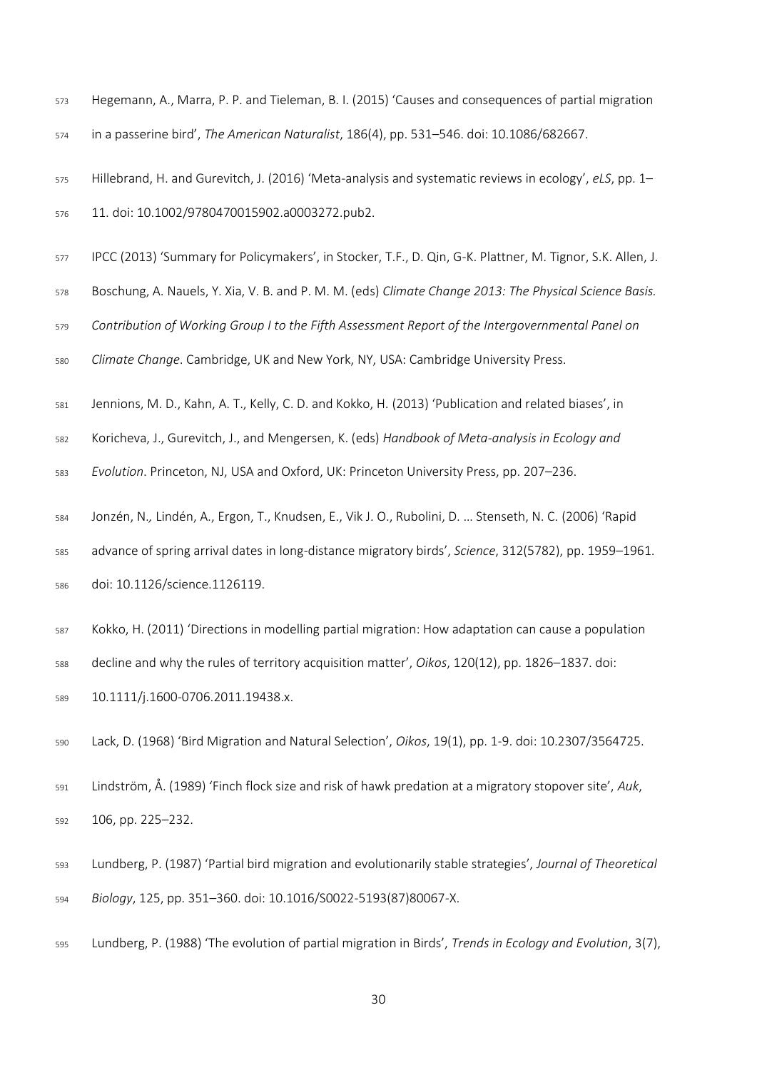Hegemann, A., Marra, P. P. and Tieleman, B. I. (2015) 'Causes and consequences of partial migration in a passerine bird', *The American Naturalist*, 186(4), pp. 531–546. doi: 10.1086/682667.

Hillebrand, H. and Gurevitch, J. (2016) 'Meta-analysis and systematic reviews in ecology', *eLS*, pp. 1–11. doi: 10.1002/9780470015902.a0003272.pub2.

IPCC (2013) 'Summary for Policymakers', in Stocker, T.F., D. Qin, G-K. Plattner, M. Tignor, S.K. Allen, J. Boschung, A. Nauels, Y. Xia, V. B. and P. M. M. (eds) *Climate Change 2013: The Physical Science Basis. Contribution of Working Group I to the Fifth Assessment Report of the Intergovernmental Panel on Climate Change*. Cambridge, UK and New York, NY, USA: Cambridge University Press.

Jennions, M. D., Kahn, A. T., Kelly, C. D. and Kokko, H. (2013) 'Publication and related biases', in Koricheva, J., Gurevitch, J., and Mengersen, K. (eds) *Handbook of Meta-analysis in Ecology and Evolution*. Princeton, NJ, USA and Oxford, UK: Princeton University Press, pp. 207–236.

Jonzén, N., Lindén, A., Ergon, T., Knudsen, E., Vik J. O., Rubolini, D. … Stenseth, N. C. (2006) 'Rapid advance of spring arrival dates in long-distance migratory birds', *Science*, 312(5782), pp. 1959–1961. doi: 10.1126/science.1126119.

Kokko, H. (2011) 'Directions in modelling partial migration: How adaptation can cause a population decline and why the rules of territory acquisition matter', *Oikos*, 120(12), pp. 1826–1837. doi: 10.1111/j.1600-0706.2011.19438.x.

Lack, D. (1968) 'Bird Migration and Natural Selection', *Oikos*, 19(1), pp. 1-9. doi: 10.2307/3564725.

Lindström, Å. (1989) 'Finch flock size and risk of hawk predation at a migratory stopover site', *Auk*, 106, pp. 225–232.

Lundberg, P. (1987) 'Partial bird migration and evolutionarily stable strategies', *Journal of Theoretical Biology*, 125, pp. 351–360. doi: 10.1016/S0022-5193(87)80067-X.

Lundberg, P. (1988) 'The evolution of partial migration in Birds', *Trends in Ecology and Evolution*, 3(7),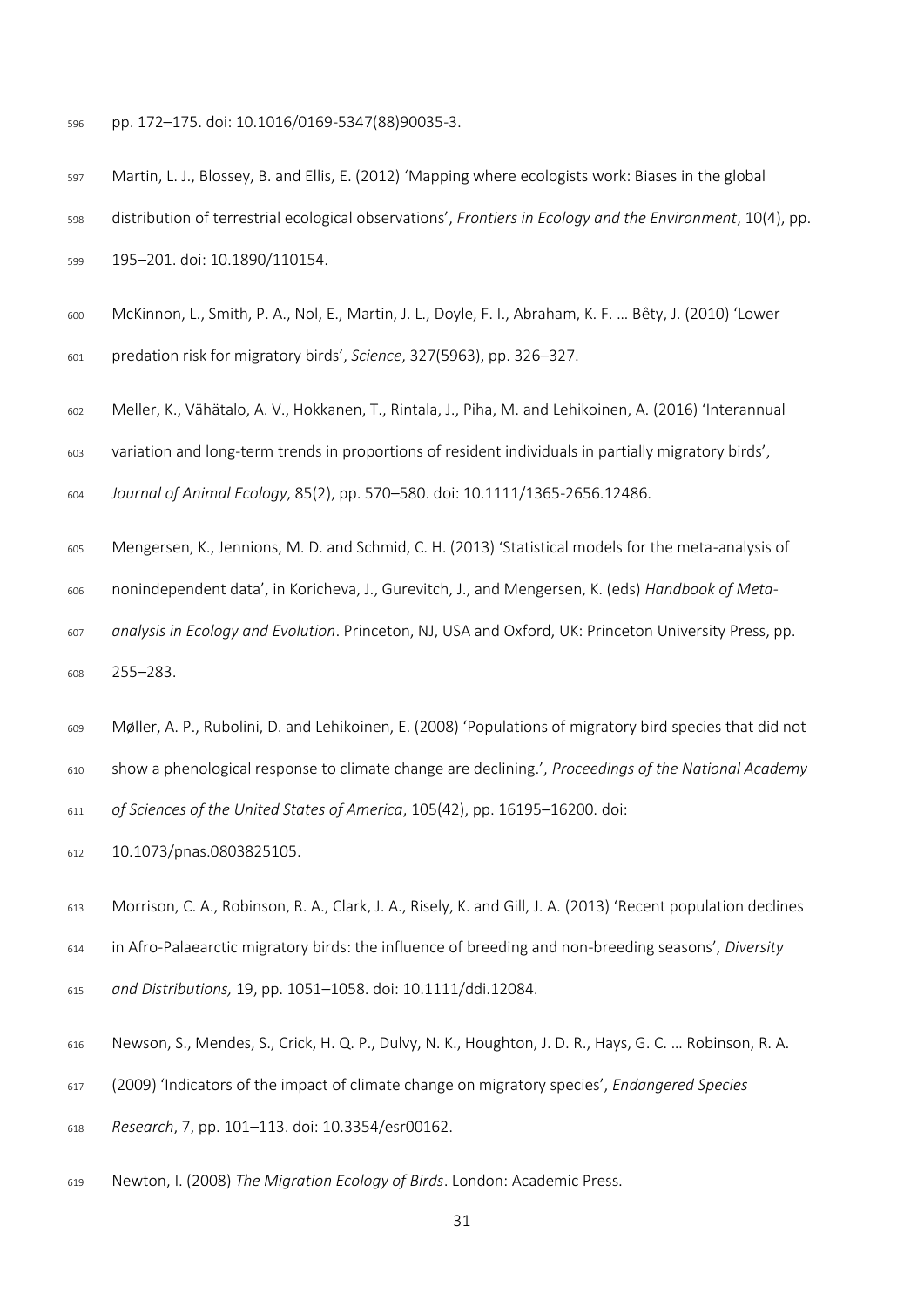pp. 172–175. doi: 10.1016/0169-5347(88)90035-3.

Martin, L. J., Blossey, B. and Ellis, E. (2012) 'Mapping where ecologists work: Biases in the global distribution of terrestrial ecological observations', *Frontiers in Ecology and the Environment*, 10(4), pp. 195–201. doi: 10.1890/110154.

McKinnon, L., Smith, P. A., Nol, E., Martin, J. L., Doyle, F. I., Abraham, K. F. … Bêty, J. (2010) 'Lower predation risk for migratory birds', *Science*, 327(5963), pp. 326–327.

Meller, K., Vähätalo, A. V., Hokkanen, T., Rintala, J., Piha, M. and Lehikoinen, A. (2016) 'Interannual variation and long-term trends in proportions of resident individuals in partially migratory birds', *Journal of Animal Ecology*, 85(2), pp. 570–580. doi: 10.1111/1365-2656.12486.

Mengersen, K., Jennions, M. D. and Schmid, C. H. (2013) 'Statistical models for the meta-analysis of nonindependent data', in Koricheva, J., Gurevitch, J., and Mengersen, K. (eds) *Handbook of Meta-analysis in Ecology and Evolution*. Princeton, NJ, USA and Oxford, UK: Princeton University Press, pp. 255–283.

Møller, A. P., Rubolini, D. and Lehikoinen, E. (2008) 'Populations of migratory bird species that did not show a phenological response to climate change are declining.', *Proceedings of the National Academy of Sciences of the United States of America*, 105(42), pp. 16195–16200. doi: 10.1073/pnas.0803825105.

Morrison, C. A., Robinson, R. A., Clark, J. A., Risely, K. and Gill, J. A. (2013) 'Recent population declines in Afro-Palaearctic migratory birds: the influence of breeding and non-breeding seasons', *Diversity and Distributions,* 19, pp. 1051–1058. doi: 10.1111/ddi.12084.

Newson, S., Mendes, S., Crick, H. Q. P., Dulvy, N. K., Houghton, J. D. R., Hays, G. C. … Robinson, R. A. (2009) 'Indicators of the impact of climate change on migratory species', *Endangered Species Research*, 7, pp. 101–113. doi: 10.3354/esr00162.

Newton, I. (2008) *The Migration Ecology of Birds*. London: Academic Press.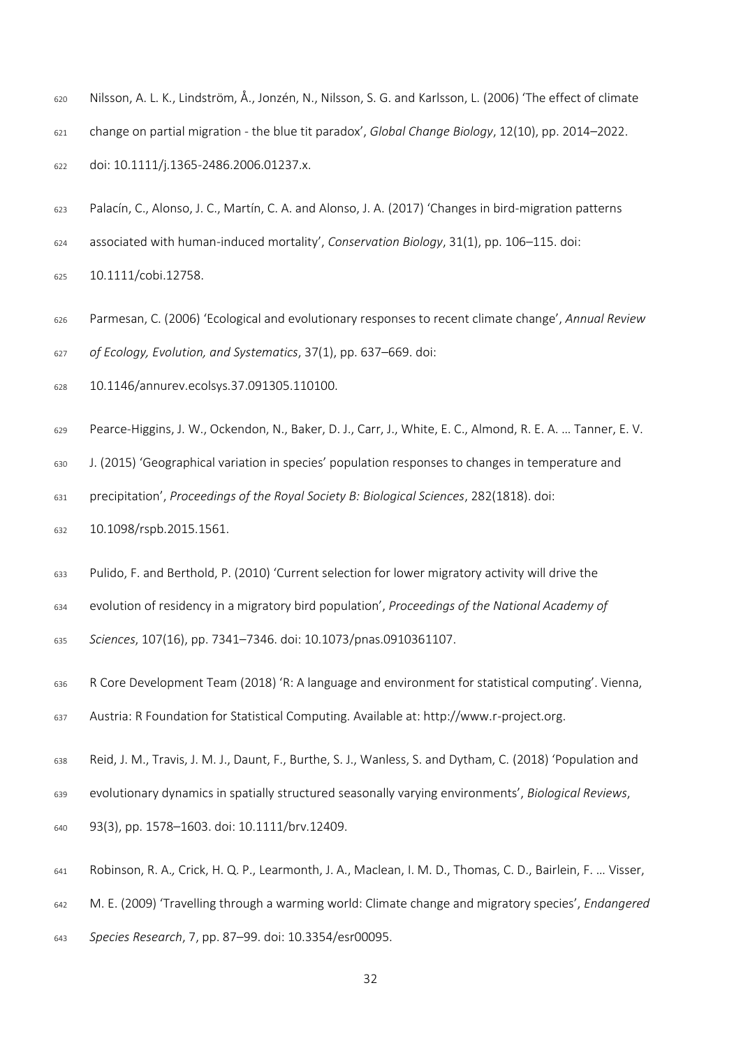Nilsson, A. L. K., Lindström, Å., Jonzén, N., Nilsson, S. G. and Karlsson, L. (2006) 'The effect of climate change on partial migration - the blue tit paradox', *Global Change Biology*, 12(10), pp. 2014–2022. doi: 10.1111/j.1365-2486.2006.01237.x.

Palacín, C., Alonso, J. C., Martín, C. A. and Alonso, J. A. (2017) 'Changes in bird-migration patterns associated with human-induced mortality', *Conservation Biology*, 31(1), pp. 106–115. doi: 10.1111/cobi.12758.

Parmesan, C. (2006) 'Ecological and evolutionary responses to recent climate change', *Annual Review of Ecology, Evolution, and Systematics*, 37(1), pp. 637–669. doi: 10.1146/annurev.ecolsys.37.091305.110100.

Pearce-Higgins, J. W., Ockendon, N., Baker, D. J., Carr, J., White, E. C., Almond, R. E. A. … Tanner, E. V. J. (2015) 'Geographical variation in species' population responses to changes in temperature and precipitation', *Proceedings of the Royal Society B: Biological Sciences*, 282(1818). doi: 10.1098/rspb.2015.1561.

Pulido, F. and Berthold, P. (2010) 'Current selection for lower migratory activity will drive the evolution of residency in a migratory bird population', *Proceedings of the National Academy of Sciences*, 107(16), pp. 7341–7346. doi: 10.1073/pnas.0910361107.

R Core Development Team (2018) 'R: A language and environment for statistical computing'. Vienna, Austria: R Foundation for Statistical Computing. Available at: http://www.r-project.org.

Reid, J. M., Travis, J. M. J., Daunt, F., Burthe, S. J., Wanless, S. and Dytham, C. (2018) 'Population and evolutionary dynamics in spatially structured seasonally varying environments', *Biological Reviews*, 93(3), pp. 1578–1603. doi: 10.1111/brv.12409.

Robinson, R. A., Crick, H. Q. P., Learmonth, J. A., Maclean, I. M. D., Thomas, C. D., Bairlein, F. … Visser, M. E. (2009) 'Travelling through a warming world: Climate change and migratory species', *Endangered Species Research*, 7, pp. 87–99. doi: 10.3354/esr00095.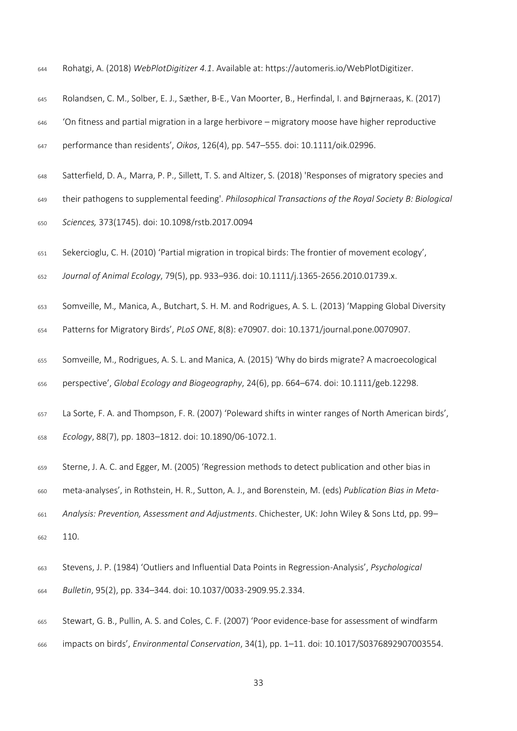Rohatgi, A. (2018) *WebPlotDigitizer 4.1*. Available at: https://automeris.io/WebPlotDigitizer.

Rolandsen, C. M., Solber, E. J., Sæther, B-E., Van Moorter, B., Herfindal, I. and Bøjrneraas, K. (2017) 'On fitness and partial migration in a large herbivore – migratory moose have higher reproductive performance than residents', *Oikos*, 126(4), pp. 547–555. doi: 10.1111/oik.02996.

Satterfield, D. A., Marra, P. P., Sillett, T. S. and Altizer, S. (2018) 'Responses of migratory species and their pathogens to supplemental feeding'. *Philosophical Transactions of the Royal Society B: Biological Sciences,* 373(1745). doi: 10.1098/rstb.2017.0094

Sekercioglu, C. H. (2010) 'Partial migration in tropical birds: The frontier of movement ecology', *Journal of Animal Ecology*, 79(5), pp. 933–936. doi: 10.1111/j.1365-2656.2010.01739.x.

Somveille, M., Manica, A., Butchart, S. H. M. and Rodrigues, A. S. L. (2013) 'Mapping Global Diversity Patterns for Migratory Birds', *PLoS ONE*, 8(8): e70907. doi: 10.1371/journal.pone.0070907.

Somveille, M., Rodrigues, A. S. L. and Manica, A. (2015) 'Why do birds migrate? A macroecological perspective', *Global Ecology and Biogeography*, 24(6), pp. 664–674. doi: 10.1111/geb.12298.

La Sorte, F. A. and Thompson, F. R. (2007) 'Poleward shifts in winter ranges of North American birds', *Ecology*, 88(7), pp. 1803–1812. doi: 10.1890/06-1072.1.

Sterne, J. A. C. and Egger, M. (2005) 'Regression methods to detect publication and other bias in meta-analyses', in Rothstein, H. R., Sutton, A. J., and Borenstein, M. (eds) *Publication Bias in Meta-Analysis: Prevention, Assessment and Adjustments*. Chichester, UK: John Wiley & Sons Ltd, pp. 99–110.

Stevens, J. P. (1984) 'Outliers and Influential Data Points in Regression-Analysis', *Psychological Bulletin*, 95(2), pp. 334–344. doi: 10.1037/0033-2909.95.2.334.

Stewart, G. B., Pullin, A. S. and Coles, C. F. (2007) 'Poor evidence-base for assessment of windfarm impacts on birds', *Environmental Conservation*, 34(1), pp. 1–11. doi: 10.1017/S0376892907003554.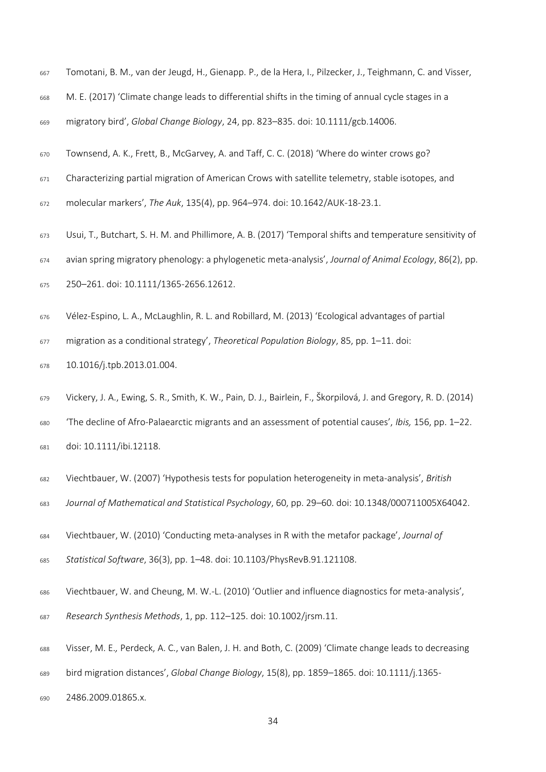Tomotani, B. M., van der Jeugd, H., Gienapp. P., de la Hera, I., Pilzecker, J., Teighmann, C. and Visser, M. E. (2017) 'Climate change leads to differential shifts in the timing of annual cycle stages in a migratory bird', *Global Change Biology*, 24, pp. 823–835. doi: 10.1111/gcb.14006.

Townsend, A. K., Frett, B., McGarvey, A. and Taff, C. C. (2018) 'Where do winter crows go? Characterizing partial migration of American Crows with satellite telemetry, stable isotopes, and molecular markers', *The Auk*, 135(4), pp. 964–974. doi: 10.1642/AUK-18-23.1.

Usui, T., Butchart, S. H. M. and Phillimore, A. B. (2017) 'Temporal shifts and temperature sensitivity of avian spring migratory phenology: a phylogenetic meta-analysis', *Journal of Animal Ecology*, 86(2), pp. 250–261. doi: 10.1111/1365-2656.12612.

Vélez-Espino, L. A., McLaughlin, R. L. and Robillard, M. (2013) 'Ecological advantages of partial migration as a conditional strategy', *Theoretical Population Biology*, 85, pp. 1–11. doi: 10.1016/j.tpb.2013.01.004.

Vickery, J. A., Ewing, S. R., Smith, K. W., Pain, D. J., Bairlein, F., Škorpilová, J. and Gregory, R. D. (2014) 'The decline of Afro-Palaearctic migrants and an assessment of potential causes', *Ibis,* 156, pp. 1–22. doi: 10.1111/ibi.12118.

Viechtbauer, W. (2007) 'Hypothesis tests for population heterogeneity in meta-analysis', *British Journal of Mathematical and Statistical Psychology*, 60, pp. 29–60. doi: 10.1348/000711005X64042.

Viechtbauer, W. (2010) 'Conducting meta-analyses in R with the metafor package', *Journal of Statistical Software*, 36(3), pp. 1–48. doi: 10.1103/PhysRevB.91.121108.

Viechtbauer, W. and Cheung, M. W.-L. (2010) 'Outlier and influence diagnostics for meta-analysis', *Research Synthesis Methods*, 1, pp. 112–125. doi: 10.1002/jrsm.11.

Visser, M. E.*,* Perdeck, A. C., van Balen, J. H. and Both, C. (2009) 'Climate change leads to decreasing bird migration distances', *Global Change Biology*, 15(8), pp. 1859–1865. doi: 10.1111/j.1365-2486.2009.01865.x.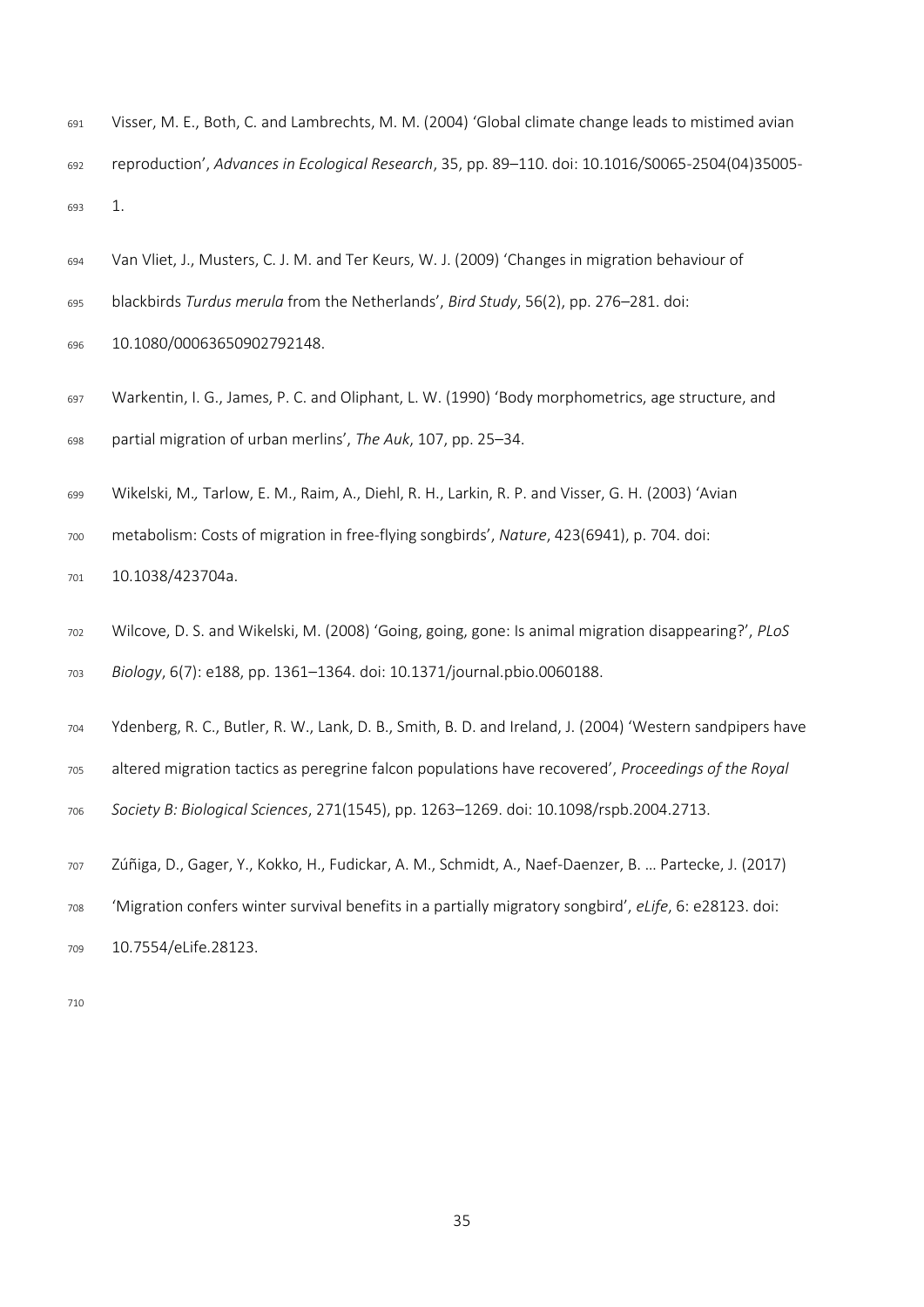Visser, M. E., Both, C. and Lambrechts, M. M. (2004) 'Global climate change leads to mistimed avian reproduction', *Advances in Ecological Research*, 35, pp. 89–110. doi: 10.1016/S0065-2504(04)35005-1.

Van Vliet, J., Musters, C. J. M. and Ter Keurs, W. J. (2009) 'Changes in migration behaviour of blackbirds *Turdus merula* from the Netherlands', *Bird Study*, 56(2), pp. 276–281. doi: 10.1080/00063650902792148.

Warkentin, I. G., James, P. C. and Oliphant, L. W. (1990) 'Body morphometrics, age structure, and partial migration of urban merlins', *The Auk*, 107, pp. 25–34.

Wikelski, M., Tarlow, E. M., Raim, A., Diehl, R. H., Larkin, R. P. and Visser, G. H. (2003) 'Avian metabolism: Costs of migration in free-flying songbirds', *Nature*, 423(6941), p. 704. doi: 10.1038/423704a.

Wilcove, D. S. and Wikelski, M. (2008) 'Going, going, gone: Is animal migration disappearing?', *PLoS Biology*, 6(7): e188, pp. 1361–1364. doi: 10.1371/journal.pbio.0060188.

Ydenberg, R. C., Butler, R. W., Lank, D. B., Smith, B. D. and Ireland, J. (2004) 'Western sandpipers have altered migration tactics as peregrine falcon populations have recovered', *Proceedings of the Royal Society B: Biological Sciences*, 271(1545), pp. 1263–1269. doi: 10.1098/rspb.2004.2713.

Zúñiga, D., Gager, Y., Kokko, H., Fudickar, A. M., Schmidt, A., Naef-Daenzer, B. … Partecke, J. (2017) 'Migration confers winter survival benefits in a partially migratory songbird', *eLife*, 6: e28123. doi: 10.7554/eLife.28123.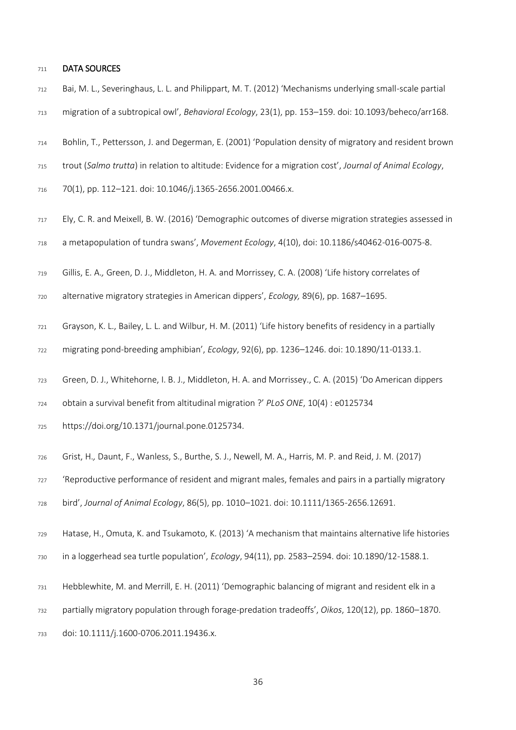## DATA SOURCES

Bai, M. L., Severinghaus, L. L. and Philippart, M. T. (2012) 'Mechanisms underlying small-scale partial migration of a subtropical owl', *Behavioral Ecology*, 23(1), pp. 153–159. doi: 10.1093/beheco/arr168.

Bohlin, T., Pettersson, J. and Degerman, E. (2001) 'Population density of migratory and resident brown trout (*Salmo trutta*) in relation to altitude: Evidence for a migration cost', *Journal of Animal Ecology*, 70(1), pp. 112–121. doi: 10.1046/j.1365-2656.2001.00466.x.

Ely, C. R. and Meixell, B. W. (2016) 'Demographic outcomes of diverse migration strategies assessed in a metapopulation of tundra swans', *Movement Ecology*, 4(10), doi: 10.1186/s40462-016-0075-8.

Gillis, E. A., Green, D. J., Middleton, H. A. and Morrissey, C. A. (2008) 'Life history correlates of alternative migratory strategies in American dippers', *Ecology,* 89(6), pp. 1687–1695.

Grayson, K. L., Bailey, L. L. and Wilbur, H. M. (2011) 'Life history benefits of residency in a partially migrating pond-breeding amphibian', *Ecology*, 92(6), pp. 1236–1246. doi: 10.1890/11-0133.1.

Green, D. J., Whitehorne, I. B. J., Middleton, H. A. and Morrissey., C. A. (2015) 'Do American dippers obtain a survival benefit from altitudinal migration ?' *PLoS ONE*, 10(4) : e0125734 https://doi.org/10.1371/journal.pone.0125734.

Grist, H., Daunt, F., Wanless, S., Burthe, S. J., Newell, M. A., Harris, M. P. and Reid, J. M. (2017) 'Reproductive performance of resident and migrant males, females and pairs in a partially migratory bird', *Journal of Animal Ecology*, 86(5), pp. 1010–1021. doi: 10.1111/1365-2656.12691.

Hatase, H., Omuta, K. and Tsukamoto, K. (2013) 'A mechanism that maintains alternative life histories in a loggerhead sea turtle population', *Ecology*, 94(11), pp. 2583–2594. doi: 10.1890/12-1588.1.

Hebblewhite, M. and Merrill, E. H. (2011) 'Demographic balancing of migrant and resident elk in a partially migratory population through forage-predation tradeoffs', *Oikos*, 120(12), pp. 1860–1870. doi: 10.1111/j.1600-0706.2011.19436.x.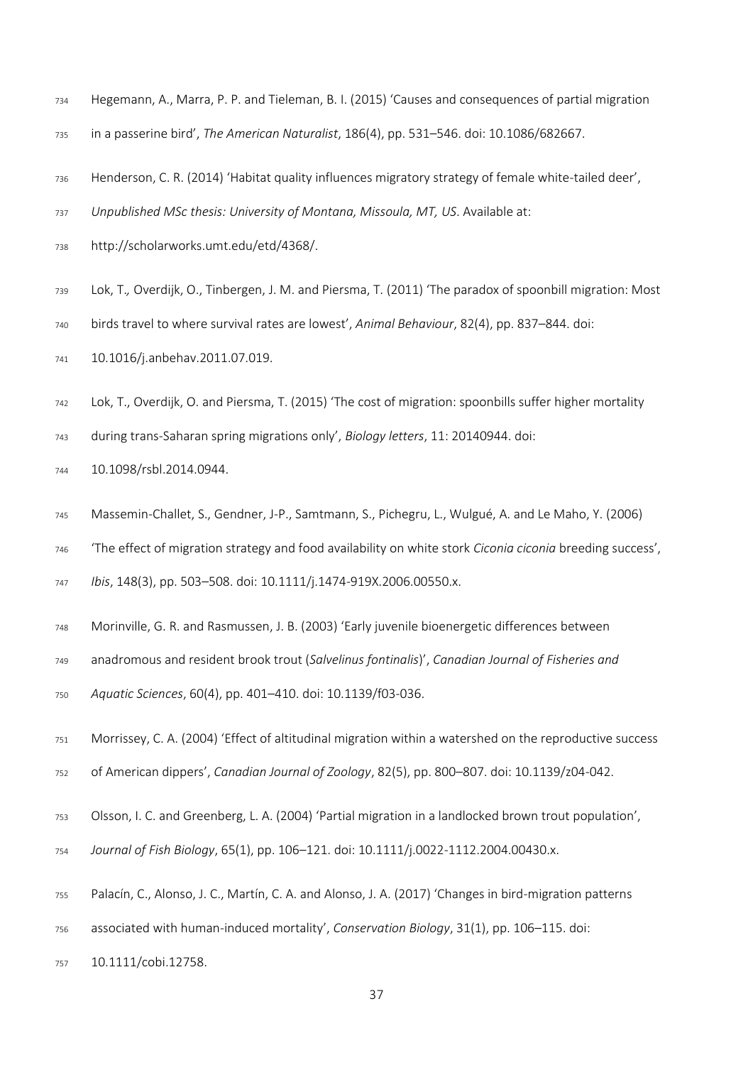Hegemann, A., Marra, P. P. and Tieleman, B. I. (2015) 'Causes and consequences of partial migration in a passerine bird', *The American Naturalist*, 186(4), pp. 531–546. doi: 10.1086/682667.

Henderson, C. R. (2014) 'Habitat quality influences migratory strategy of female white-tailed deer', *Unpublished MSc thesis: University of Montana, Missoula, MT, US*. Available at: http://scholarworks.umt.edu/etd/4368/.

Lok, T.*,* Overdijk, O., Tinbergen, J. M. and Piersma, T. (2011) 'The paradox of spoonbill migration: Most birds travel to where survival rates are lowest', *Animal Behaviour*, 82(4), pp. 837–844. doi: 10.1016/j.anbehav.2011.07.019.

Lok, T., Overdijk, O. and Piersma, T. (2015) 'The cost of migration: spoonbills suffer higher mortality during trans-Saharan spring migrations only', *Biology letters*, 11: 20140944. doi: 10.1098/rsbl.2014.0944.

Massemin-Challet, S., Gendner, J-P., Samtmann, S., Pichegru, L., Wulgué, A. and Le Maho, Y. (2006) 'The effect of migration strategy and food availability on white stork *Ciconia ciconia* breeding success', *Ibis*, 148(3), pp. 503–508. doi: 10.1111/j.1474-919X.2006.00550.x.

Morinville, G. R. and Rasmussen, J. B. (2003) 'Early juvenile bioenergetic differences between anadromous and resident brook trout (*Salvelinus fontinalis*)', *Canadian Journal of Fisheries and Aquatic Sciences*, 60(4), pp. 401–410. doi: 10.1139/f03-036.

Morrissey, C. A. (2004) 'Effect of altitudinal migration within a watershed on the reproductive success of American dippers', *Canadian Journal of Zoology*, 82(5), pp. 800–807. doi: 10.1139/z04-042.

Olsson, I. C. and Greenberg, L. A. (2004) 'Partial migration in a landlocked brown trout population', *Journal of Fish Biology*, 65(1), pp. 106–121. doi: 10.1111/j.0022-1112.2004.00430.x.

Palacín, C., Alonso, J. C., Martín, C. A. and Alonso, J. A. (2017) 'Changes in bird-migration patterns associated with human-induced mortality', *Conservation Biology*, 31(1), pp. 106–115. doi: 10.1111/cobi.12758.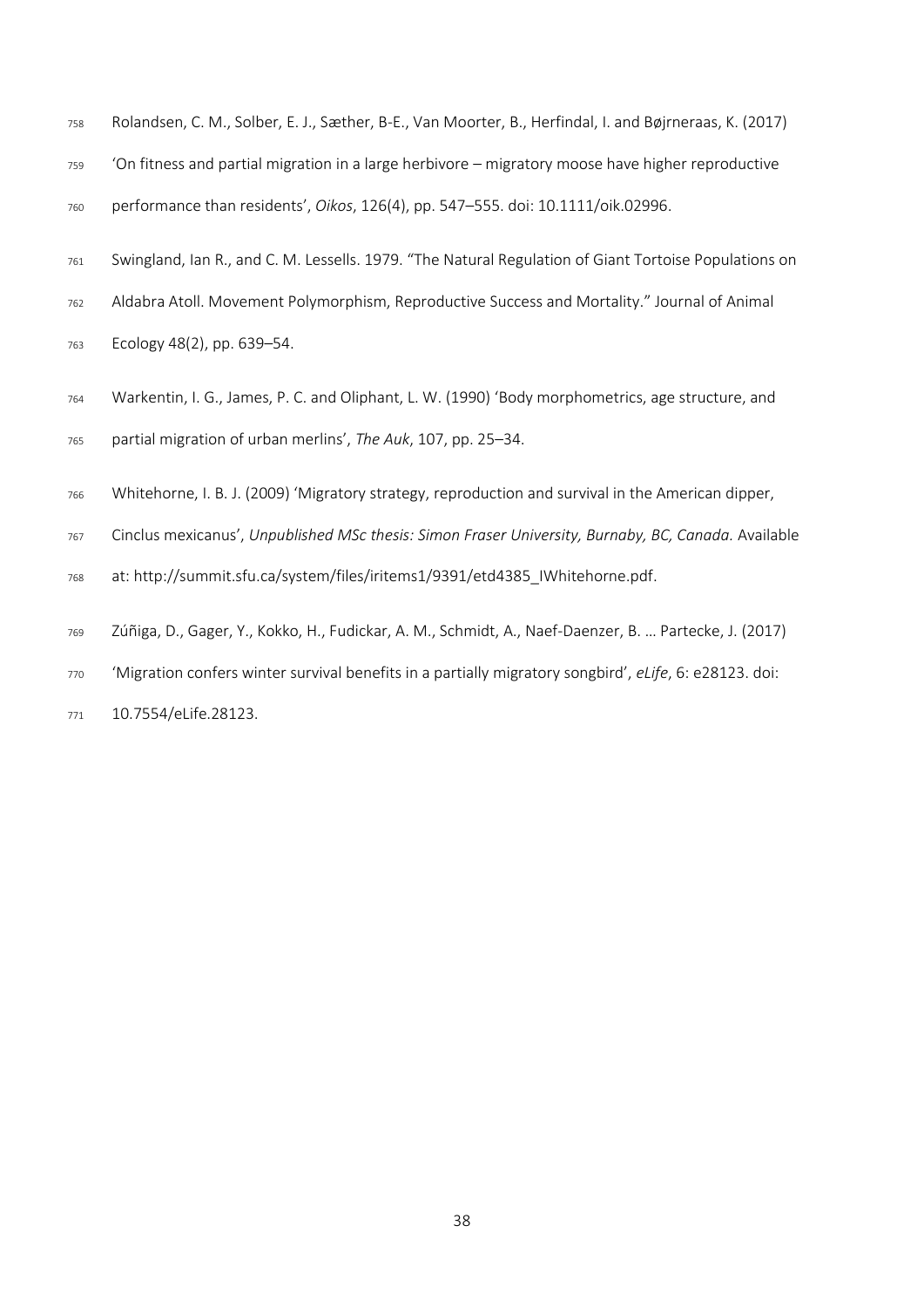Rolandsen, C. M., Solber, E. J., Sæther, B-E., Van Moorter, B., Herfindal, I. and Bøjrneraas, K. (2017) 'On fitness and partial migration in a large herbivore – migratory moose have higher reproductive performance than residents', *Oikos*, 126(4), pp. 547–555. doi: 10.1111/oik.02996.

Swingland, Ian R., and C. M. Lessells. 1979. "The Natural Regulation of Giant Tortoise Populations on Aldabra Atoll. Movement Polymorphism, Reproductive Success and Mortality." Journal of Animal Ecology 48(2), pp. 639–54.

Warkentin, I. G., James, P. C. and Oliphant, L. W. (1990) 'Body morphometrics, age structure, and partial migration of urban merlins', *The Auk*, 107, pp. 25–34.

Whitehorne, I. B. J. (2009) 'Migratory strategy, reproduction and survival in the American dipper, Cinclus mexicanus', *Unpublished MSc thesis: Simon Fraser University, Burnaby, BC, Canada.* Available at: http://summit.sfu.ca/system/files/iritems1/9391/etd4385_IWhitehorne.pdf.

Zúñiga, D., Gager, Y., Kokko, H., Fudickar, A. M., Schmidt, A., Naef-Daenzer, B. … Partecke, J. (2017) 'Migration confers winter survival benefits in a partially migratory songbird', *eLife*, 6: e28123. doi: 10.7554/eLife.28123.